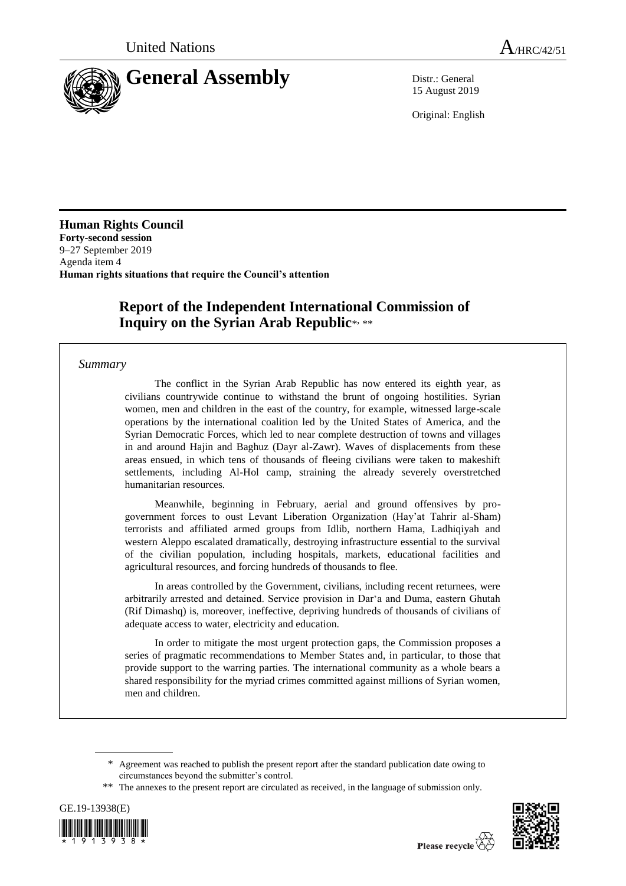United Nations

A/HRC/42/51

# General Assembly

Distr.: General
15 August 2019

Original: English

**Human Rights Council**
**Forty-second session**
9–27 September 2019
Agenda item 4
**Human rights situations that require the Council's attention**

## Report of the Independent International Commission of Inquiry on the Syrian Arab Republic*, **

*Summary*

The conflict in the Syrian Arab Republic has now entered its eighth year, as civilians countrywide continue to withstand the brunt of ongoing hostilities. Syrian women, men and children in the east of the country, for example, witnessed large-scale operations by the international coalition led by the United States of America, and the Syrian Democratic Forces, which led to near complete destruction of towns and villages in and around Hajin and Baghuz (Dayr al-Zawr). Waves of displacements from these areas ensued, in which tens of thousands of fleeing civilians were taken to makeshift settlements, including Al-Hol camp, straining the already severely overstretched humanitarian resources.

Meanwhile, beginning in February, aerial and ground offensives by pro-government forces to oust Levant Liberation Organization (Hay'at Tahrir al-Sham) terrorists and affiliated armed groups from Idlib, northern Hama, Ladhiqiyah and western Aleppo escalated dramatically, destroying infrastructure essential to the survival of the civilian population, including hospitals, markets, educational facilities and agricultural resources, and forcing hundreds of thousands to flee.

In areas controlled by the Government, civilians, including recent returnees, were arbitrarily arrested and detained. Service provision in Dar'a and Duma, eastern Ghutah (Rif Dimashq) is, moreover, ineffective, depriving hundreds of thousands of civilians of adequate access to water, electricity and education.

In order to mitigate the most urgent protection gaps, the Commission proposes a series of pragmatic recommendations to Member States and, in particular, to those that provide support to the warring parties. The international community as a whole bears a shared responsibility for the myriad crimes committed against millions of Syrian women, men and children.

\* Agreement was reached to publish the present report after the standard publication date owing to circumstances beyond the submitter's control.

\*\* The annexes to the present report are circulated as received, in the language of submission only.

GE.19-13938(E)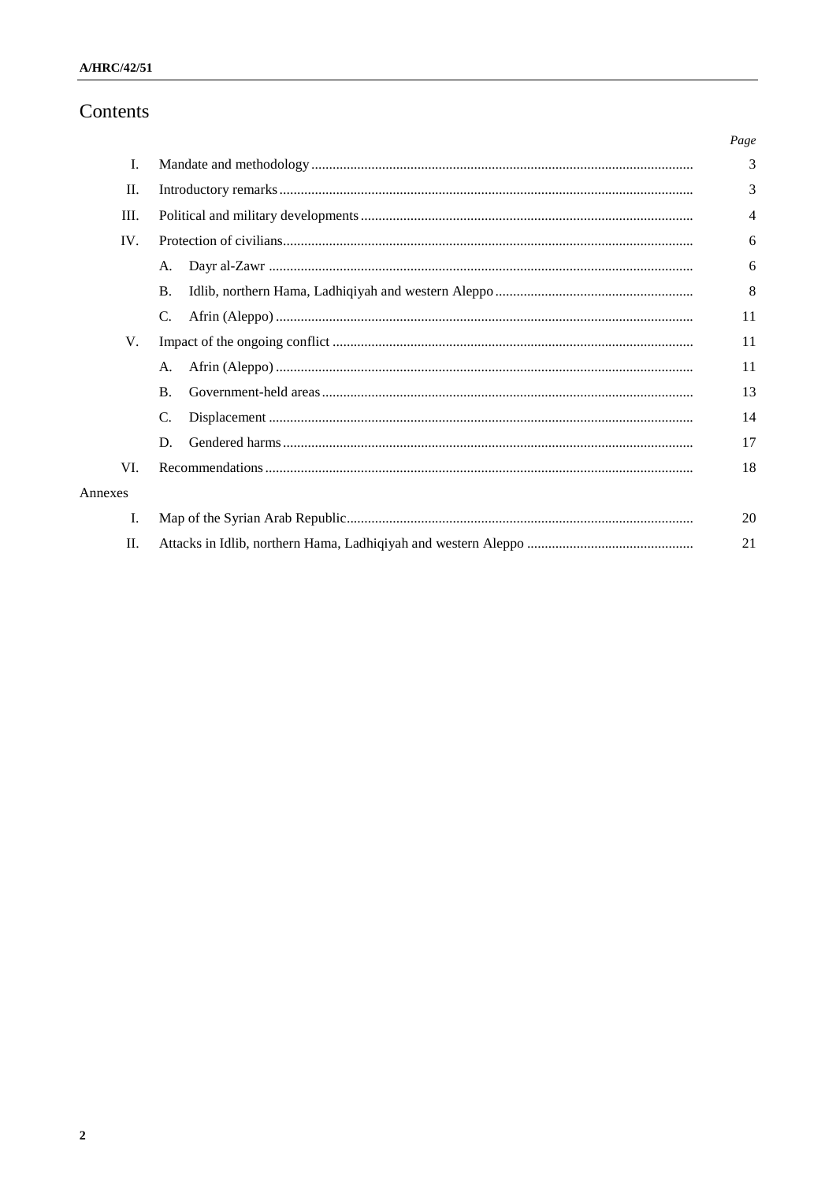# Contents

| | | Page |
|---|---|---|
| I. | Mandate and methodology | 3 |
| II. | Introductory remarks | 3 |
| III. | Political and military developments | 4 |
| IV. | Protection of civilians | 6 |
| | A. Dayr al-Zawr | 6 |
| | B. Idlib, northern Hama, Ladhiqiyah and western Aleppo | 8 |
| | C. Afrin (Aleppo) | 11 |
| V. | Impact of the ongoing conflict | 11 |
| | A. Afrin (Aleppo) | 11 |
| | B. Government-held areas | 13 |
| | C. Displacement | 14 |
| | D. Gendered harms | 17 |
| VI. | Recommendations | 18 |
| Annexes | | |
| I. | Map of the Syrian Arab Republic | 20 |
| II. | Attacks in Idlib, northern Hama, Ladhiqiyah and western Aleppo | 21 |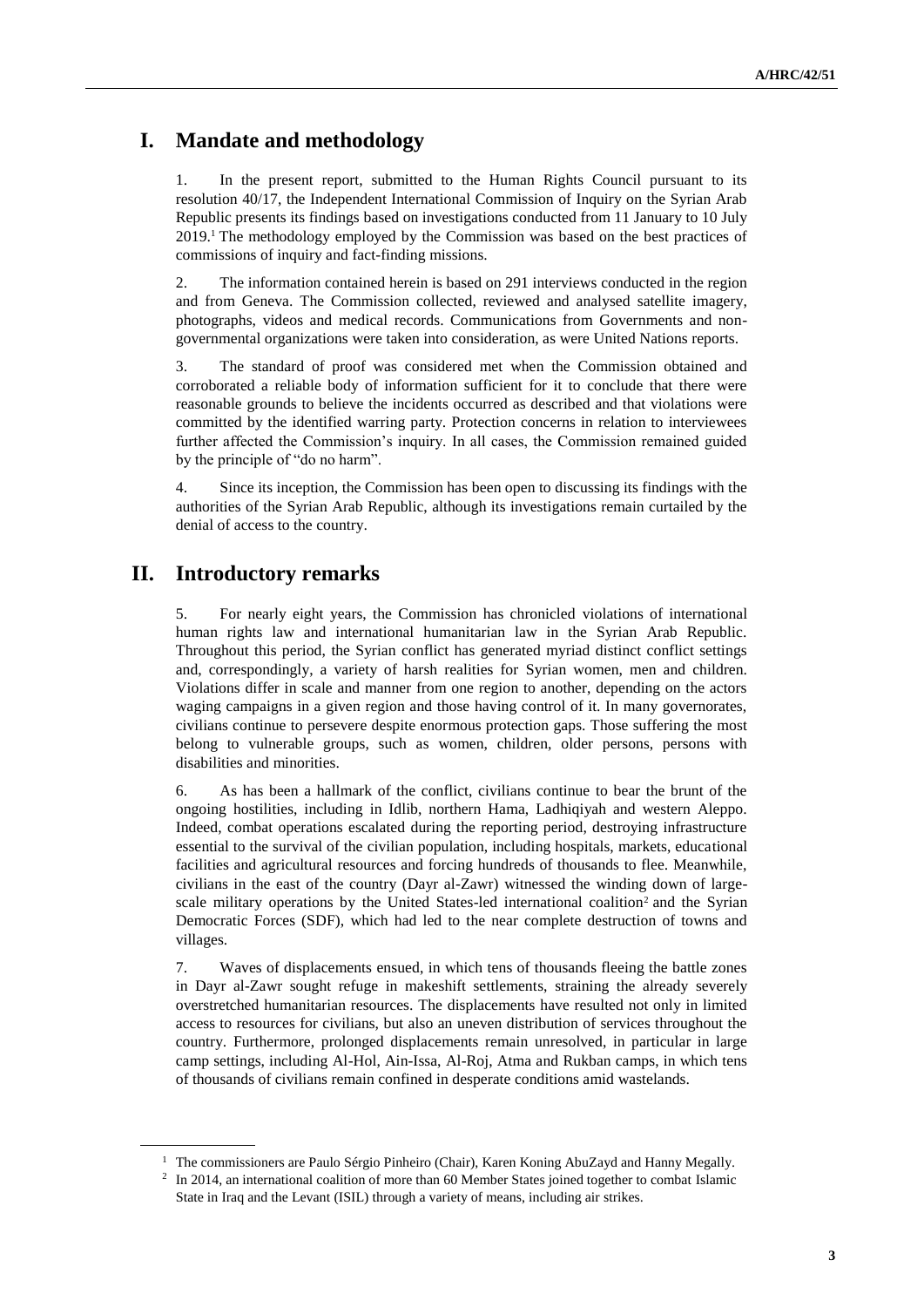## I. Mandate and methodology

1. In the present report, submitted to the Human Rights Council pursuant to its resolution 40/17, the Independent International Commission of Inquiry on the Syrian Arab Republic presents its findings based on investigations conducted from 11 January to 10 July 2019.[1] The methodology employed by the Commission was based on the best practices of commissions of inquiry and fact-finding missions.

2. The information contained herein is based on 291 interviews conducted in the region and from Geneva. The Commission collected, reviewed and analysed satellite imagery, photographs, videos and medical records. Communications from Governments and non-governmental organizations were taken into consideration, as were United Nations reports.

3. The standard of proof was considered met when the Commission obtained and corroborated a reliable body of information sufficient for it to conclude that there were reasonable grounds to believe the incidents occurred as described and that violations were committed by the identified warring party. Protection concerns in relation to interviewees further affected the Commission's inquiry. In all cases, the Commission remained guided by the principle of "do no harm".

4. Since its inception, the Commission has been open to discussing its findings with the authorities of the Syrian Arab Republic, although its investigations remain curtailed by the denial of access to the country.

## II. Introductory remarks

5. For nearly eight years, the Commission has chronicled violations of international human rights law and international humanitarian law in the Syrian Arab Republic. Throughout this period, the Syrian conflict has generated myriad distinct conflict settings and, correspondingly, a variety of harsh realities for Syrian women, men and children. Violations differ in scale and manner from one region to another, depending on the actors waging campaigns in a given region and those having control of it. In many governorates, civilians continue to persevere despite enormous protection gaps. Those suffering the most belong to vulnerable groups, such as women, children, older persons, persons with disabilities and minorities.

6. As has been a hallmark of the conflict, civilians continue to bear the brunt of the ongoing hostilities, including in Idlib, northern Hama, Ladhiqiyah and western Aleppo. Indeed, combat operations escalated during the reporting period, destroying infrastructure essential to the survival of the civilian population, including hospitals, markets, educational facilities and agricultural resources and forcing hundreds of thousands to flee. Meanwhile, civilians in the east of the country (Dayr al-Zawr) witnessed the winding down of large-scale military operations by the United States-led international coalition[2] and the Syrian Democratic Forces (SDF), which had led to the near complete destruction of towns and villages.

7. Waves of displacements ensued, in which tens of thousands fleeing the battle zones in Dayr al-Zawr sought refuge in makeshift settlements, straining the already severely overstretched humanitarian resources. The displacements have resulted not only in limited access to resources for civilians, but also an uneven distribution of services throughout the country. Furthermore, prolonged displacements remain unresolved, in particular in large camp settings, including Al-Hol, Ain-Issa, Al-Roj, Atma and Rukban camps, in which tens of thousands of civilians remain confined in desperate conditions amid wastelands.

---

[1] The commissioners are Paulo Sérgio Pinheiro (Chair), Karen Koning AbuZayd and Hanny Megally.

[2] In 2014, an international coalition of more than 60 Member States joined together to combat Islamic State in Iraq and the Levant (ISIL) through a variety of means, including air strikes.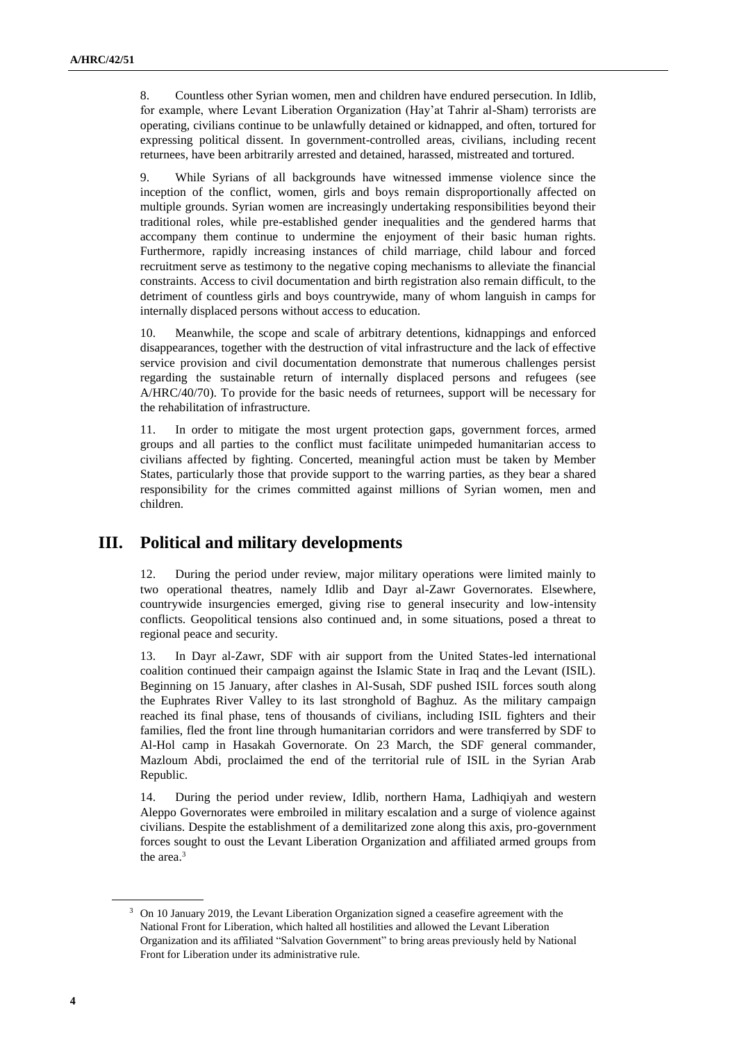8. Countless other Syrian women, men and children have endured persecution. In Idlib, for example, where Levant Liberation Organization (Hay'at Tahrir al-Sham) terrorists are operating, civilians continue to be unlawfully detained or kidnapped, and often, tortured for expressing political dissent. In government-controlled areas, civilians, including recent returnees, have been arbitrarily arrested and detained, harassed, mistreated and tortured.

9. While Syrians of all backgrounds have witnessed immense violence since the inception of the conflict, women, girls and boys remain disproportionally affected on multiple grounds. Syrian women are increasingly undertaking responsibilities beyond their traditional roles, while pre-established gender inequalities and the gendered harms that accompany them continue to undermine the enjoyment of their basic human rights. Furthermore, rapidly increasing instances of child marriage, child labour and forced recruitment serve as testimony to the negative coping mechanisms to alleviate the financial constraints. Access to civil documentation and birth registration also remain difficult, to the detriment of countless girls and boys countrywide, many of whom languish in camps for internally displaced persons without access to education.

10. Meanwhile, the scope and scale of arbitrary detentions, kidnappings and enforced disappearances, together with the destruction of vital infrastructure and the lack of effective service provision and civil documentation demonstrate that numerous challenges persist regarding the sustainable return of internally displaced persons and refugees (see A/HRC/40/70). To provide for the basic needs of returnees, support will be necessary for the rehabilitation of infrastructure.

11. In order to mitigate the most urgent protection gaps, government forces, armed groups and all parties to the conflict must facilitate unimpeded humanitarian access to civilians affected by fighting. Concerted, meaningful action must be taken by Member States, particularly those that provide support to the warring parties, as they bear a shared responsibility for the crimes committed against millions of Syrian women, men and children.

## III. Political and military developments

12. During the period under review, major military operations were limited mainly to two operational theatres, namely Idlib and Dayr al-Zawr Governorates. Elsewhere, countrywide insurgencies emerged, giving rise to general insecurity and low-intensity conflicts. Geopolitical tensions also continued and, in some situations, posed a threat to regional peace and security.

13. In Dayr al-Zawr, SDF with air support from the United States-led international coalition continued their campaign against the Islamic State in Iraq and the Levant (ISIL). Beginning on 15 January, after clashes in Al-Susah, SDF pushed ISIL forces south along the Euphrates River Valley to its last stronghold of Baghuz. As the military campaign reached its final phase, tens of thousands of civilians, including ISIL fighters and their families, fled the front line through humanitarian corridors and were transferred by SDF to Al-Hol camp in Hasakah Governorate. On 23 March, the SDF general commander, Mazloum Abdi, proclaimed the end of the territorial rule of ISIL in the Syrian Arab Republic.

14. During the period under review, Idlib, northern Hama, Ladhiqiyah and western Aleppo Governorates were embroiled in military escalation and a surge of violence against civilians. Despite the establishment of a demilitarized zone along this axis, pro-government forces sought to oust the Levant Liberation Organization and affiliated armed groups from the area.[3]

[3] On 10 January 2019, the Levant Liberation Organization signed a ceasefire agreement with the National Front for Liberation, which halted all hostilities and allowed the Levant Liberation Organization and its affiliated "Salvation Government" to bring areas previously held by National Front for Liberation under its administrative rule.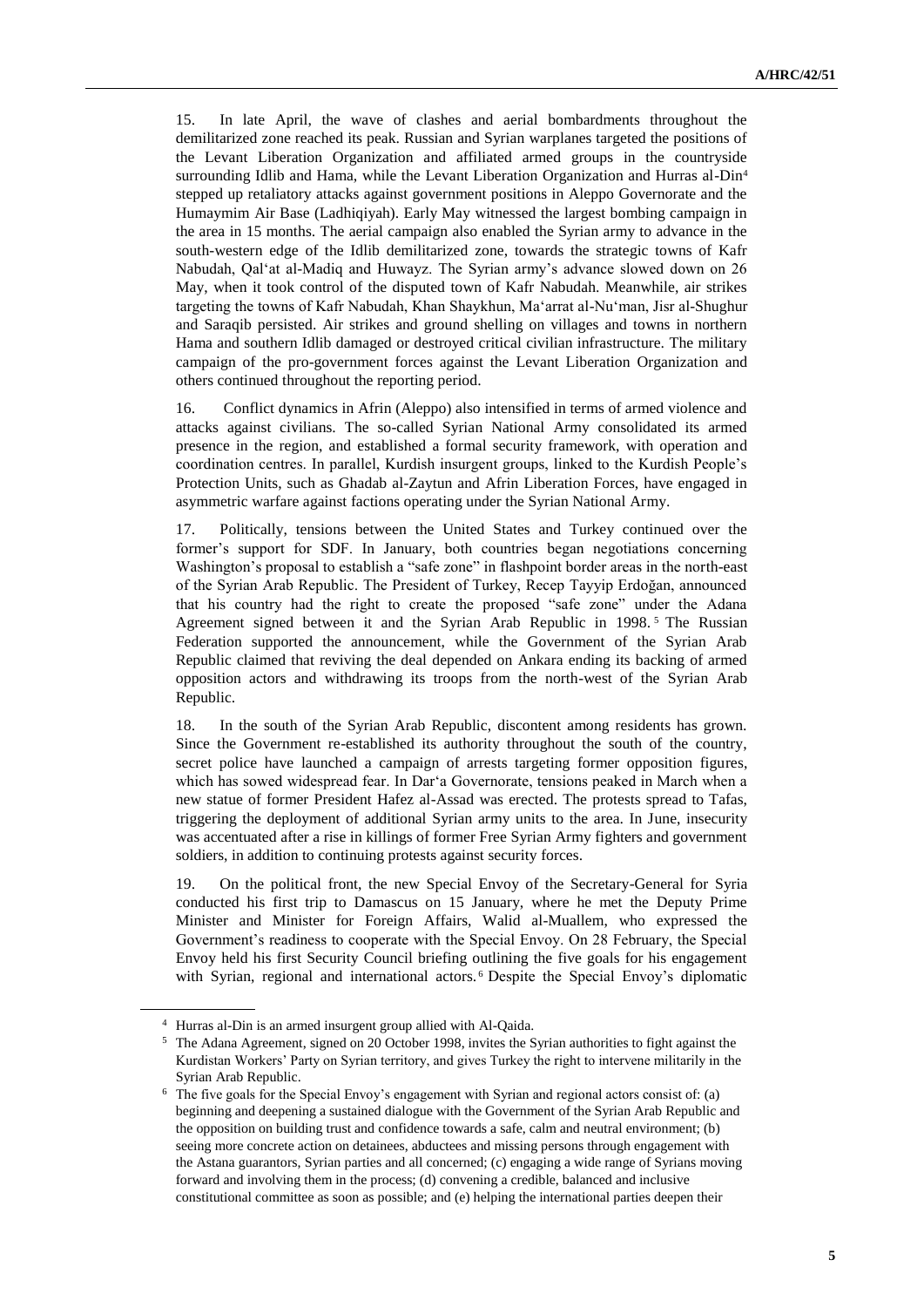15. In late April, the wave of clashes and aerial bombardments throughout the demilitarized zone reached its peak. Russian and Syrian warplanes targeted the positions of the Levant Liberation Organization and affiliated armed groups in the countryside surrounding Idlib and Hama, while the Levant Liberation Organization and Hurras al-Din[4] stepped up retaliatory attacks against government positions in Aleppo Governorate and the Humaymim Air Base (Ladhiqiyah). Early May witnessed the largest bombing campaign in the area in 15 months. The aerial campaign also enabled the Syrian army to advance in the south-western edge of the Idlib demilitarized zone, towards the strategic towns of Kafr Nabudah, Qal'at al-Madiq and Huwayz. The Syrian army's advance slowed down on 26 May, when it took control of the disputed town of Kafr Nabudah. Meanwhile, air strikes targeting the towns of Kafr Nabudah, Khan Shaykhun, Ma'arrat al-Nu'man, Jisr al-Shughur and Saraqib persisted. Air strikes and ground shelling on villages and towns in northern Hama and southern Idlib damaged or destroyed critical civilian infrastructure. The military campaign of the pro-government forces against the Levant Liberation Organization and others continued throughout the reporting period.

16. Conflict dynamics in Afrin (Aleppo) also intensified in terms of armed violence and attacks against civilians. The so-called Syrian National Army consolidated its armed presence in the region, and established a formal security framework, with operation and coordination centres. In parallel, Kurdish insurgent groups, linked to the Kurdish People's Protection Units, such as Ghadab al-Zaytun and Afrin Liberation Forces, have engaged in asymmetric warfare against factions operating under the Syrian National Army.

17. Politically, tensions between the United States and Turkey continued over the former's support for SDF. In January, both countries began negotiations concerning Washington's proposal to establish a "safe zone" in flashpoint border areas in the north-east of the Syrian Arab Republic. The President of Turkey, Recep Tayyip Erdoğan, announced that his country had the right to create the proposed "safe zone" under the Adana Agreement signed between it and the Syrian Arab Republic in 1998.[5] The Russian Federation supported the announcement, while the Government of the Syrian Arab Republic claimed that reviving the deal depended on Ankara ending its backing of armed opposition actors and withdrawing its troops from the north-west of the Syrian Arab Republic.

18. In the south of the Syrian Arab Republic, discontent among residents has grown. Since the Government re-established its authority throughout the south of the country, secret police have launched a campaign of arrests targeting former opposition figures, which has sowed widespread fear. In Dar'a Governorate, tensions peaked in March when a new statue of former President Hafez al-Assad was erected. The protests spread to Tafas, triggering the deployment of additional Syrian army units to the area. In June, insecurity was accentuated after a rise in killings of former Free Syrian Army fighters and government soldiers, in addition to continuing protests against security forces.

19. On the political front, the new Special Envoy of the Secretary-General for Syria conducted his first trip to Damascus on 15 January, where he met the Deputy Prime Minister and Minister for Foreign Affairs, Walid al-Muallem, who expressed the Government's readiness to cooperate with the Special Envoy. On 28 February, the Special Envoy held his first Security Council briefing outlining the five goals for his engagement with Syrian, regional and international actors.[6] Despite the Special Envoy's diplomatic

---

[4] Hurras al-Din is an armed insurgent group allied with Al-Qaida.

[5] The Adana Agreement, signed on 20 October 1998, invites the Syrian authorities to fight against the Kurdistan Workers' Party on Syrian territory, and gives Turkey the right to intervene militarily in the Syrian Arab Republic.

[6] The five goals for the Special Envoy's engagement with Syrian and regional actors consist of: (a) beginning and deepening a sustained dialogue with the Government of the Syrian Arab Republic and the opposition on building trust and confidence towards a safe, calm and neutral environment; (b) seeing more concrete action on detainees, abductees and missing persons through engagement with the Astana guarantors, Syrian parties and all concerned; (c) engaging a wide range of Syrians moving forward and involving them in the process; (d) convening a credible, balanced and inclusive constitutional committee as soon as possible; and (e) helping the international parties deepen their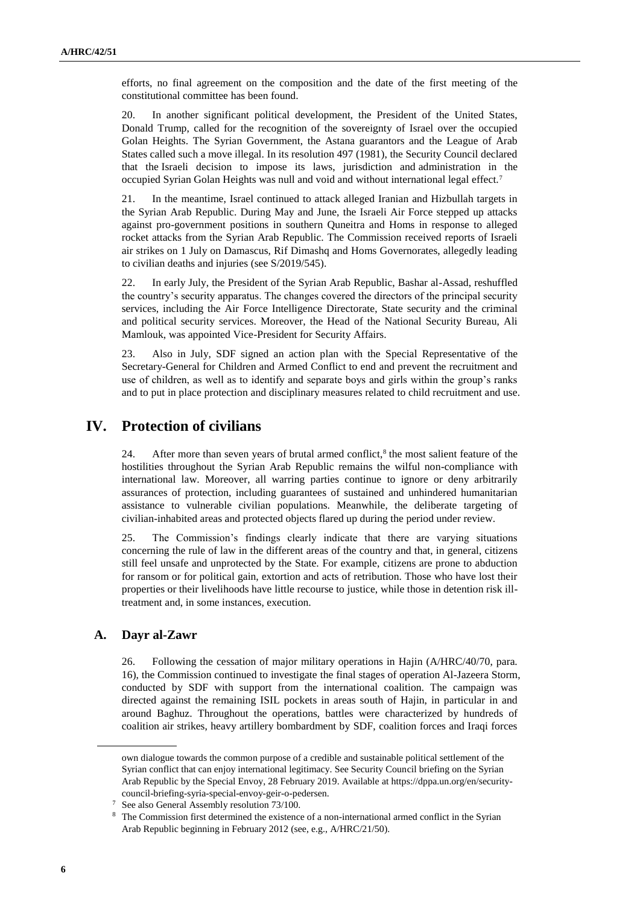efforts, no final agreement on the composition and the date of the first meeting of the constitutional committee has been found.

20. In another significant political development, the President of the United States, Donald Trump, called for the recognition of the sovereignty of Israel over the occupied Golan Heights. The Syrian Government, the Astana guarantors and the League of Arab States called such a move illegal. In its resolution 497 (1981), the Security Council declared that the Israeli decision to impose its laws, jurisdiction and administration in the occupied Syrian Golan Heights was null and void and without international legal effect.[7]

21. In the meantime, Israel continued to attack alleged Iranian and Hizbullah targets in the Syrian Arab Republic. During May and June, the Israeli Air Force stepped up attacks against pro-government positions in southern Quneitra and Homs in response to alleged rocket attacks from the Syrian Arab Republic. The Commission received reports of Israeli air strikes on 1 July on Damascus, Rif Dimashq and Homs Governorates, allegedly leading to civilian deaths and injuries (see S/2019/545).

22. In early July, the President of the Syrian Arab Republic, Bashar al-Assad, reshuffled the country's security apparatus. The changes covered the directors of the principal security services, including the Air Force Intelligence Directorate, State security and the criminal and political security services. Moreover, the Head of the National Security Bureau, Ali Mamlouk, was appointed Vice-President for Security Affairs.

23. Also in July, SDF signed an action plan with the Special Representative of the Secretary-General for Children and Armed Conflict to end and prevent the recruitment and use of children, as well as to identify and separate boys and girls within the group's ranks and to put in place protection and disciplinary measures related to child recruitment and use.

# IV. Protection of civilians

24. After more than seven years of brutal armed conflict,[8] the most salient feature of the hostilities throughout the Syrian Arab Republic remains the wilful non-compliance with international law. Moreover, all warring parties continue to ignore or deny arbitrarily assurances of protection, including guarantees of sustained and unhindered humanitarian assistance to vulnerable civilian populations. Meanwhile, the deliberate targeting of civilian-inhabited areas and protected objects flared up during the period under review.

25. The Commission's findings clearly indicate that there are varying situations concerning the rule of law in the different areas of the country and that, in general, citizens still feel unsafe and unprotected by the State. For example, citizens are prone to abduction for ransom or for political gain, extortion and acts of retribution. Those who have lost their properties or their livelihoods have little recourse to justice, while those in detention risk ill-treatment and, in some instances, execution.

## A. Dayr al-Zawr

26. Following the cessation of major military operations in Hajin (A/HRC/40/70, para. 16), the Commission continued to investigate the final stages of operation Al-Jazeera Storm, conducted by SDF with support from the international coalition. The campaign was directed against the remaining ISIL pockets in areas south of Hajin, in particular in and around Baghuz. Throughout the operations, battles were characterized by hundreds of coalition air strikes, heavy artillery bombardment by SDF, coalition forces and Iraqi forces

---

own dialogue towards the common purpose of a credible and sustainable political settlement of the Syrian conflict that can enjoy international legitimacy. See Security Council briefing on the Syrian Arab Republic by the Special Envoy, 28 February 2019. Available at https://dppa.un.org/en/security-council-briefing-syria-special-envoy-geir-o-pedersen.

[7] See also General Assembly resolution 73/100.

[8] The Commission first determined the existence of a non-international armed conflict in the Syrian Arab Republic beginning in February 2012 (see, e.g., A/HRC/21/50).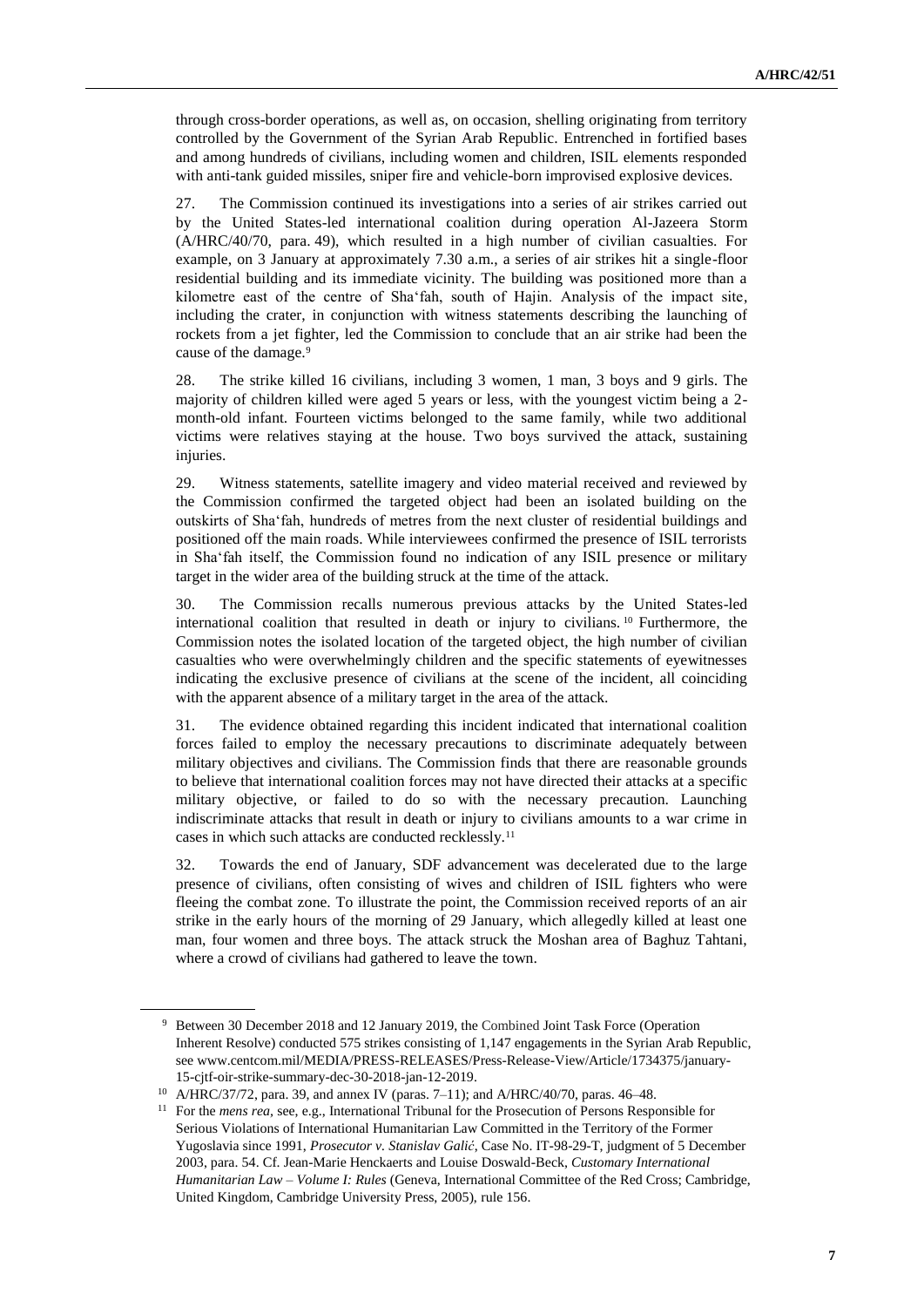through cross-border operations, as well as, on occasion, shelling originating from territory controlled by the Government of the Syrian Arab Republic. Entrenched in fortified bases and among hundreds of civilians, including women and children, ISIL elements responded with anti-tank guided missiles, sniper fire and vehicle-born improvised explosive devices.

27. The Commission continued its investigations into a series of air strikes carried out by the United States-led international coalition during operation Al-Jazeera Storm (A/HRC/40/70, para. 49), which resulted in a high number of civilian casualties. For example, on 3 January at approximately 7.30 a.m., a series of air strikes hit a single-floor residential building and its immediate vicinity. The building was positioned more than a kilometre east of the centre of Sha'fah, south of Hajin. Analysis of the impact site, including the crater, in conjunction with witness statements describing the launching of rockets from a jet fighter, led the Commission to conclude that an air strike had been the cause of the damage.[9]

28. The strike killed 16 civilians, including 3 women, 1 man, 3 boys and 9 girls. The majority of children killed were aged 5 years or less, with the youngest victim being a 2-month-old infant. Fourteen victims belonged to the same family, while two additional victims were relatives staying at the house. Two boys survived the attack, sustaining injuries.

29. Witness statements, satellite imagery and video material received and reviewed by the Commission confirmed the targeted object had been an isolated building on the outskirts of Sha'fah, hundreds of metres from the next cluster of residential buildings and positioned off the main roads. While interviewees confirmed the presence of ISIL terrorists in Sha'fah itself, the Commission found no indication of any ISIL presence or military target in the wider area of the building struck at the time of the attack.

30. The Commission recalls numerous previous attacks by the United States-led international coalition that resulted in death or injury to civilians.[10] Furthermore, the Commission notes the isolated location of the targeted object, the high number of civilian casualties who were overwhelmingly children and the specific statements of eyewitnesses indicating the exclusive presence of civilians at the scene of the incident, all coinciding with the apparent absence of a military target in the area of the attack.

31. The evidence obtained regarding this incident indicated that international coalition forces failed to employ the necessary precautions to discriminate adequately between military objectives and civilians. The Commission finds that there are reasonable grounds to believe that international coalition forces may not have directed their attacks at a specific military objective, or failed to do so with the necessary precaution. Launching indiscriminate attacks that result in death or injury to civilians amounts to a war crime in cases in which such attacks are conducted recklessly.[11]

32. Towards the end of January, SDF advancement was decelerated due to the large presence of civilians, often consisting of wives and children of ISIL fighters who were fleeing the combat zone. To illustrate the point, the Commission received reports of an air strike in the early hours of the morning of 29 January, which allegedly killed at least one man, four women and three boys. The attack struck the Moshan area of Baghuz Tahtani, where a crowd of civilians had gathered to leave the town.

---

[9] Between 30 December 2018 and 12 January 2019, the Combined Joint Task Force (Operation Inherent Resolve) conducted 575 strikes consisting of 1,147 engagements in the Syrian Arab Republic, see www.centcom.mil/MEDIA/PRESS-RELEASES/Press-Release-View/Article/1734375/january-15-cjtf-oir-strike-summary-dec-30-2018-jan-12-2019.

[10] A/HRC/37/72, para. 39, and annex IV (paras. 7–11); and A/HRC/40/70, paras. 46–48.

[11] For the *mens rea*, see, e.g., International Tribunal for the Prosecution of Persons Responsible for Serious Violations of International Humanitarian Law Committed in the Territory of the Former Yugoslavia since 1991, *Prosecutor v. Stanislav Galić*, Case No. IT-98-29-T, judgment of 5 December 2003, para. 54. Cf. Jean-Marie Henckaerts and Louise Doswald-Beck, *Customary International Humanitarian Law – Volume I: Rules* (Geneva, International Committee of the Red Cross; Cambridge, United Kingdom, Cambridge University Press, 2005), rule 156.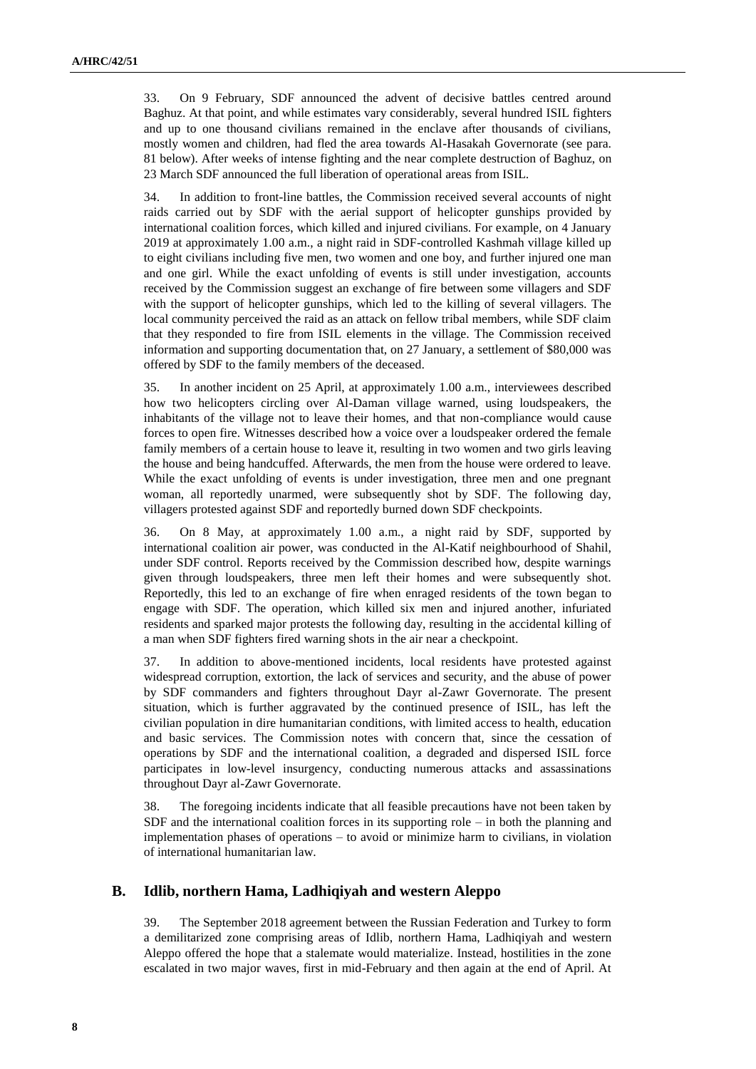33. On 9 February, SDF announced the advent of decisive battles centred around Baghuz. At that point, and while estimates vary considerably, several hundred ISIL fighters and up to one thousand civilians remained in the enclave after thousands of civilians, mostly women and children, had fled the area towards Al-Hasakah Governorate (see para. 81 below). After weeks of intense fighting and the near complete destruction of Baghuz, on 23 March SDF announced the full liberation of operational areas from ISIL.

34. In addition to front-line battles, the Commission received several accounts of night raids carried out by SDF with the aerial support of helicopter gunships provided by international coalition forces, which killed and injured civilians. For example, on 4 January 2019 at approximately 1.00 a.m., a night raid in SDF-controlled Kashmah village killed up to eight civilians including five men, two women and one boy, and further injured one man and one girl. While the exact unfolding of events is still under investigation, accounts received by the Commission suggest an exchange of fire between some villagers and SDF with the support of helicopter gunships, which led to the killing of several villagers. The local community perceived the raid as an attack on fellow tribal members, while SDF claim that they responded to fire from ISIL elements in the village. The Commission received information and supporting documentation that, on 27 January, a settlement of $80,000 was offered by SDF to the family members of the deceased.

35. In another incident on 25 April, at approximately 1.00 a.m., interviewees described how two helicopters circling over Al-Daman village warned, using loudspeakers, the inhabitants of the village not to leave their homes, and that non-compliance would cause forces to open fire. Witnesses described how a voice over a loudspeaker ordered the female family members of a certain house to leave it, resulting in two women and two girls leaving the house and being handcuffed. Afterwards, the men from the house were ordered to leave. While the exact unfolding of events is under investigation, three men and one pregnant woman, all reportedly unarmed, were subsequently shot by SDF. The following day, villagers protested against SDF and reportedly burned down SDF checkpoints.

36. On 8 May, at approximately 1.00 a.m., a night raid by SDF, supported by international coalition air power, was conducted in the Al-Katif neighbourhood of Shahil, under SDF control. Reports received by the Commission described how, despite warnings given through loudspeakers, three men left their homes and were subsequently shot. Reportedly, this led to an exchange of fire when enraged residents of the town began to engage with SDF. The operation, which killed six men and injured another, infuriated residents and sparked major protests the following day, resulting in the accidental killing of a man when SDF fighters fired warning shots in the air near a checkpoint.

37. In addition to above-mentioned incidents, local residents have protested against widespread corruption, extortion, the lack of services and security, and the abuse of power by SDF commanders and fighters throughout Dayr al-Zawr Governorate. The present situation, which is further aggravated by the continued presence of ISIL, has left the civilian population in dire humanitarian conditions, with limited access to health, education and basic services. The Commission notes with concern that, since the cessation of operations by SDF and the international coalition, a degraded and dispersed ISIL force participates in low-level insurgency, conducting numerous attacks and assassinations throughout Dayr al-Zawr Governorate.

38. The foregoing incidents indicate that all feasible precautions have not been taken by SDF and the international coalition forces in its supporting role – in both the planning and implementation phases of operations – to avoid or minimize harm to civilians, in violation of international humanitarian law.

## B. Idlib, northern Hama, Ladhiqiyah and western Aleppo

39. The September 2018 agreement between the Russian Federation and Turkey to form a demilitarized zone comprising areas of Idlib, northern Hama, Ladhiqiyah and western Aleppo offered the hope that a stalemate would materialize. Instead, hostilities in the zone escalated in two major waves, first in mid-February and then again at the end of April. At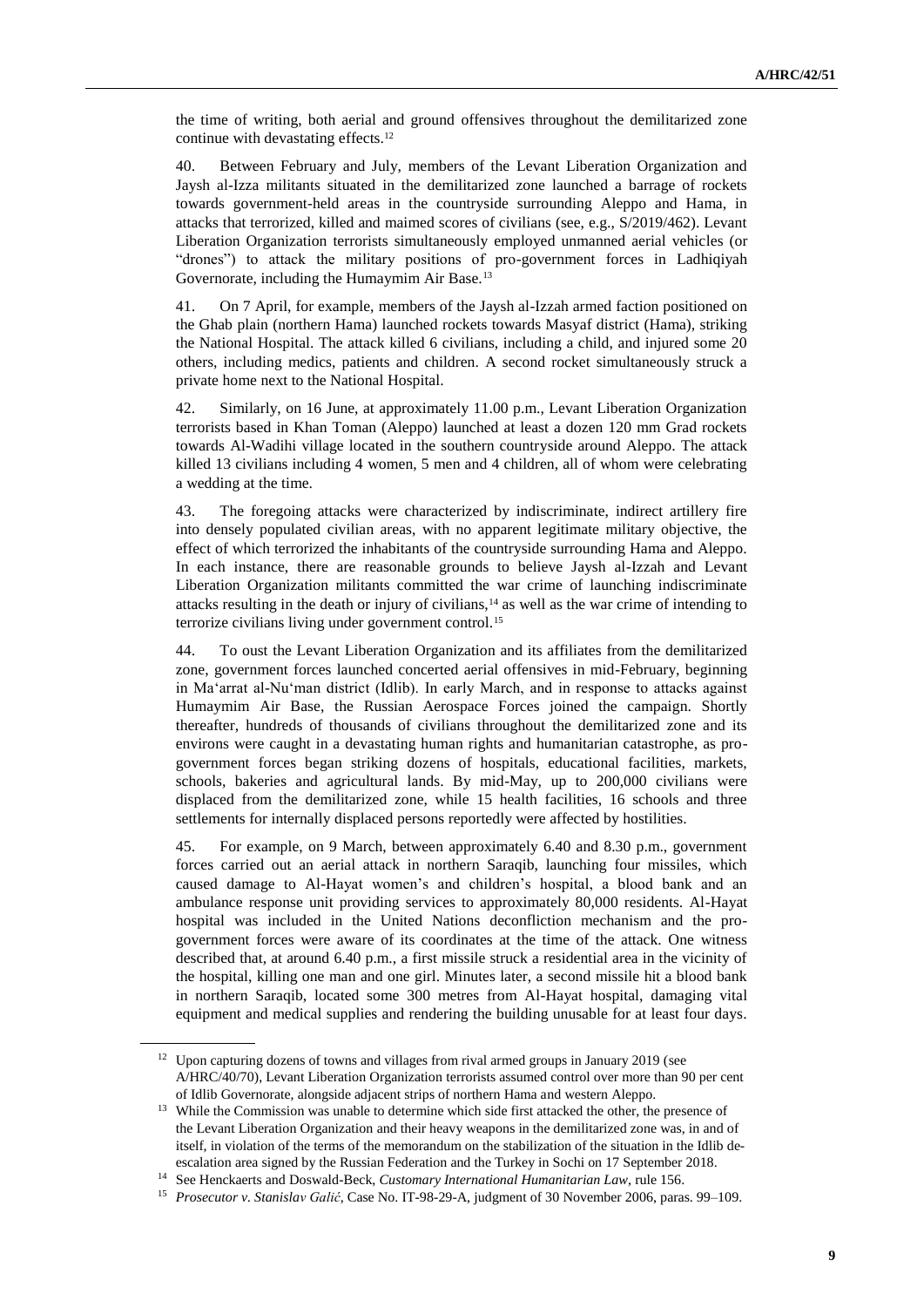the time of writing, both aerial and ground offensives throughout the demilitarized zone continue with devastating effects.[12]

40. Between February and July, members of the Levant Liberation Organization and Jaysh al-Izza militants situated in the demilitarized zone launched a barrage of rockets towards government-held areas in the countryside surrounding Aleppo and Hama, in attacks that terrorized, killed and maimed scores of civilians (see, e.g., S/2019/462). Levant Liberation Organization terrorists simultaneously employed unmanned aerial vehicles (or "drones") to attack the military positions of pro-government forces in Ladhiqiyah Governorate, including the Humaymim Air Base.[13]

41. On 7 April, for example, members of the Jaysh al-Izzah armed faction positioned on the Ghab plain (northern Hama) launched rockets towards Masyaf district (Hama), striking the National Hospital. The attack killed 6 civilians, including a child, and injured some 20 others, including medics, patients and children. A second rocket simultaneously struck a private home next to the National Hospital.

42. Similarly, on 16 June, at approximately 11.00 p.m., Levant Liberation Organization terrorists based in Khan Toman (Aleppo) launched at least a dozen 120 mm Grad rockets towards Al-Wadihi village located in the southern countryside around Aleppo. The attack killed 13 civilians including 4 women, 5 men and 4 children, all of whom were celebrating a wedding at the time.

43. The foregoing attacks were characterized by indiscriminate, indirect artillery fire into densely populated civilian areas, with no apparent legitimate military objective, the effect of which terrorized the inhabitants of the countryside surrounding Hama and Aleppo. In each instance, there are reasonable grounds to believe Jaysh al-Izzah and Levant Liberation Organization militants committed the war crime of launching indiscriminate attacks resulting in the death or injury of civilians,[14] as well as the war crime of intending to terrorize civilians living under government control.[15]

44. To oust the Levant Liberation Organization and its affiliates from the demilitarized zone, government forces launched concerted aerial offensives in mid-February, beginning in Ma'arrat al-Nu'man district (Idlib). In early March, and in response to attacks against Humaymim Air Base, the Russian Aerospace Forces joined the campaign. Shortly thereafter, hundreds of thousands of civilians throughout the demilitarized zone and its environs were caught in a devastating human rights and humanitarian catastrophe, as pro-government forces began striking dozens of hospitals, educational facilities, markets, schools, bakeries and agricultural lands. By mid-May, up to 200,000 civilians were displaced from the demilitarized zone, while 15 health facilities, 16 schools and three settlements for internally displaced persons reportedly were affected by hostilities.

45. For example, on 9 March, between approximately 6.40 and 8.30 p.m., government forces carried out an aerial attack in northern Saraqib, launching four missiles, which caused damage to Al-Hayat women's and children's hospital, a blood bank and an ambulance response unit providing services to approximately 80,000 residents. Al-Hayat hospital was included in the United Nations deconfliction mechanism and the pro-government forces were aware of its coordinates at the time of the attack. One witness described that, at around 6.40 p.m., a first missile struck a residential area in the vicinity of the hospital, killing one man and one girl. Minutes later, a second missile hit a blood bank in northern Saraqib, located some 300 metres from Al-Hayat hospital, damaging vital equipment and medical supplies and rendering the building unusable for at least four days.

---

[12] Upon capturing dozens of towns and villages from rival armed groups in January 2019 (see A/HRC/40/70), Levant Liberation Organization terrorists assumed control over more than 90 per cent of Idlib Governorate, alongside adjacent strips of northern Hama and western Aleppo.

[13] While the Commission was unable to determine which side first attacked the other, the presence of the Levant Liberation Organization and their heavy weapons in the demilitarized zone was, in and of itself, in violation of the terms of the memorandum on the stabilization of the situation in the Idlib de-escalation area signed by the Russian Federation and the Turkey in Sochi on 17 September 2018.

[14] See Henckaerts and Doswald-Beck, *Customary International Humanitarian Law*, rule 156.

[15] *Prosecutor v. Stanislav Galić*, Case No. IT-98-29-A, judgment of 30 November 2006, paras. 99–109.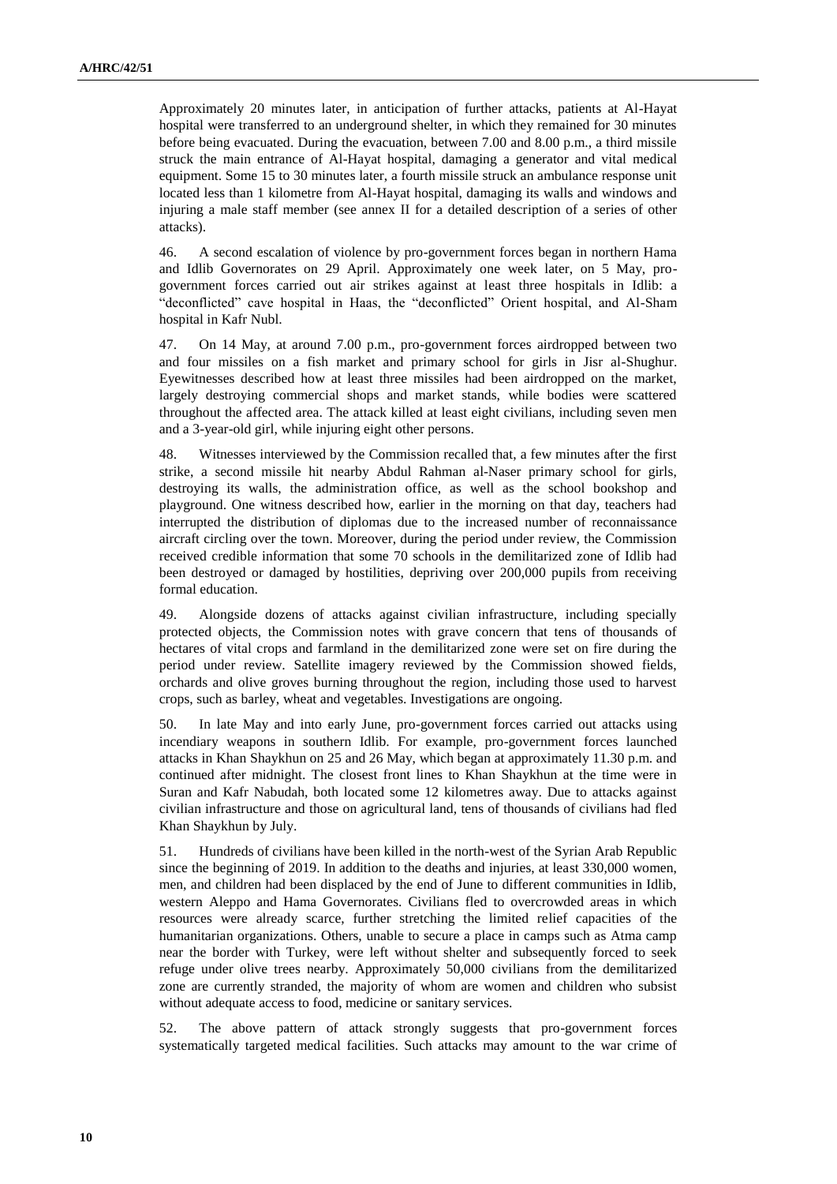Approximately 20 minutes later, in anticipation of further attacks, patients at Al-Hayat hospital were transferred to an underground shelter, in which they remained for 30 minutes before being evacuated. During the evacuation, between 7.00 and 8.00 p.m., a third missile struck the main entrance of Al-Hayat hospital, damaging a generator and vital medical equipment. Some 15 to 30 minutes later, a fourth missile struck an ambulance response unit located less than 1 kilometre from Al-Hayat hospital, damaging its walls and windows and injuring a male staff member (see annex II for a detailed description of a series of other attacks).

46. A second escalation of violence by pro-government forces began in northern Hama and Idlib Governorates on 29 April. Approximately one week later, on 5 May, pro-government forces carried out air strikes against at least three hospitals in Idlib: a "deconflicted" cave hospital in Haas, the "deconflicted" Orient hospital, and Al-Sham hospital in Kafr Nubl.

47. On 14 May, at around 7.00 p.m., pro-government forces airdropped between two and four missiles on a fish market and primary school for girls in Jisr al-Shughur. Eyewitnesses described how at least three missiles had been airdropped on the market, largely destroying commercial shops and market stands, while bodies were scattered throughout the affected area. The attack killed at least eight civilians, including seven men and a 3-year-old girl, while injuring eight other persons.

48. Witnesses interviewed by the Commission recalled that, a few minutes after the first strike, a second missile hit nearby Abdul Rahman al-Naser primary school for girls, destroying its walls, the administration office, as well as the school bookshop and playground. One witness described how, earlier in the morning on that day, teachers had interrupted the distribution of diplomas due to the increased number of reconnaissance aircraft circling over the town. Moreover, during the period under review, the Commission received credible information that some 70 schools in the demilitarized zone of Idlib had been destroyed or damaged by hostilities, depriving over 200,000 pupils from receiving formal education.

49. Alongside dozens of attacks against civilian infrastructure, including specially protected objects, the Commission notes with grave concern that tens of thousands of hectares of vital crops and farmland in the demilitarized zone were set on fire during the period under review. Satellite imagery reviewed by the Commission showed fields, orchards and olive groves burning throughout the region, including those used to harvest crops, such as barley, wheat and vegetables. Investigations are ongoing.

50. In late May and into early June, pro-government forces carried out attacks using incendiary weapons in southern Idlib. For example, pro-government forces launched attacks in Khan Shaykhun on 25 and 26 May, which began at approximately 11.30 p.m. and continued after midnight. The closest front lines to Khan Shaykhun at the time were in Suran and Kafr Nabudah, both located some 12 kilometres away. Due to attacks against civilian infrastructure and those on agricultural land, tens of thousands of civilians had fled Khan Shaykhun by July.

51. Hundreds of civilians have been killed in the north-west of the Syrian Arab Republic since the beginning of 2019. In addition to the deaths and injuries, at least 330,000 women, men, and children had been displaced by the end of June to different communities in Idlib, western Aleppo and Hama Governorates. Civilians fled to overcrowded areas in which resources were already scarce, further stretching the limited relief capacities of the humanitarian organizations. Others, unable to secure a place in camps such as Atma camp near the border with Turkey, were left without shelter and subsequently forced to seek refuge under olive trees nearby. Approximately 50,000 civilians from the demilitarized zone are currently stranded, the majority of whom are women and children who subsist without adequate access to food, medicine or sanitary services.

52. The above pattern of attack strongly suggests that pro-government forces systematically targeted medical facilities. Such attacks may amount to the war crime of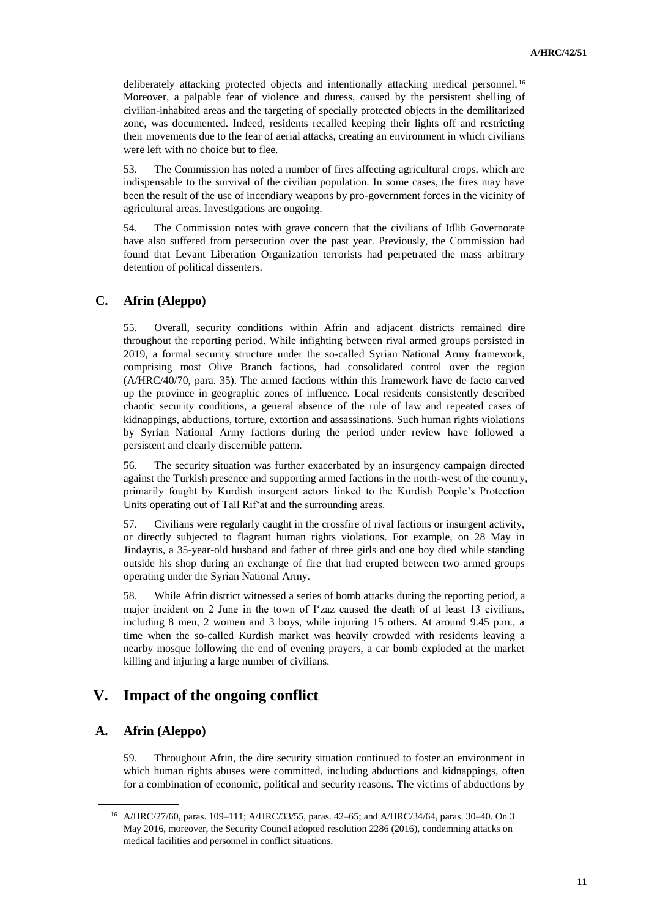deliberately attacking protected objects and intentionally attacking medical personnel.[16] Moreover, a palpable fear of violence and duress, caused by the persistent shelling of civilian-inhabited areas and the targeting of specially protected objects in the demilitarized zone, was documented. Indeed, residents recalled keeping their lights off and restricting their movements due to the fear of aerial attacks, creating an environment in which civilians were left with no choice but to flee.

53. The Commission has noted a number of fires affecting agricultural crops, which are indispensable to the survival of the civilian population. In some cases, the fires may have been the result of the use of incendiary weapons by pro-government forces in the vicinity of agricultural areas. Investigations are ongoing.

54. The Commission notes with grave concern that the civilians of Idlib Governorate have also suffered from persecution over the past year. Previously, the Commission had found that Levant Liberation Organization terrorists had perpetrated the mass arbitrary detention of political dissenters.

### C. Afrin (Aleppo)

55. Overall, security conditions within Afrin and adjacent districts remained dire throughout the reporting period. While infighting between rival armed groups persisted in 2019, a formal security structure under the so-called Syrian National Army framework, comprising most Olive Branch factions, had consolidated control over the region (A/HRC/40/70, para. 35). The armed factions within this framework have de facto carved up the province in geographic zones of influence. Local residents consistently described chaotic security conditions, a general absence of the rule of law and repeated cases of kidnappings, abductions, torture, extortion and assassinations. Such human rights violations by Syrian National Army factions during the period under review have followed a persistent and clearly discernible pattern.

56. The security situation was further exacerbated by an insurgency campaign directed against the Turkish presence and supporting armed factions in the north-west of the country, primarily fought by Kurdish insurgent actors linked to the Kurdish People's Protection Units operating out of Tall Rif'at and the surrounding areas.

57. Civilians were regularly caught in the crossfire of rival factions or insurgent activity, or directly subjected to flagrant human rights violations. For example, on 28 May in Jindayris, a 35-year-old husband and father of three girls and one boy died while standing outside his shop during an exchange of fire that had erupted between two armed groups operating under the Syrian National Army.

58. While Afrin district witnessed a series of bomb attacks during the reporting period, a major incident on 2 June in the town of I'zaz caused the death of at least 13 civilians, including 8 men, 2 women and 3 boys, while injuring 15 others. At around 9.45 p.m., a time when the so-called Kurdish market was heavily crowded with residents leaving a nearby mosque following the end of evening prayers, a car bomb exploded at the market killing and injuring a large number of civilians.

## V. Impact of the ongoing conflict

### A. Afrin (Aleppo)

59. Throughout Afrin, the dire security situation continued to foster an environment in which human rights abuses were committed, including abductions and kidnappings, often for a combination of economic, political and security reasons. The victims of abductions by

[16] A/HRC/27/60, paras. 109–111; A/HRC/33/55, paras. 42–65; and A/HRC/34/64, paras. 30–40. On 3 May 2016, moreover, the Security Council adopted resolution 2286 (2016), condemning attacks on medical facilities and personnel in conflict situations.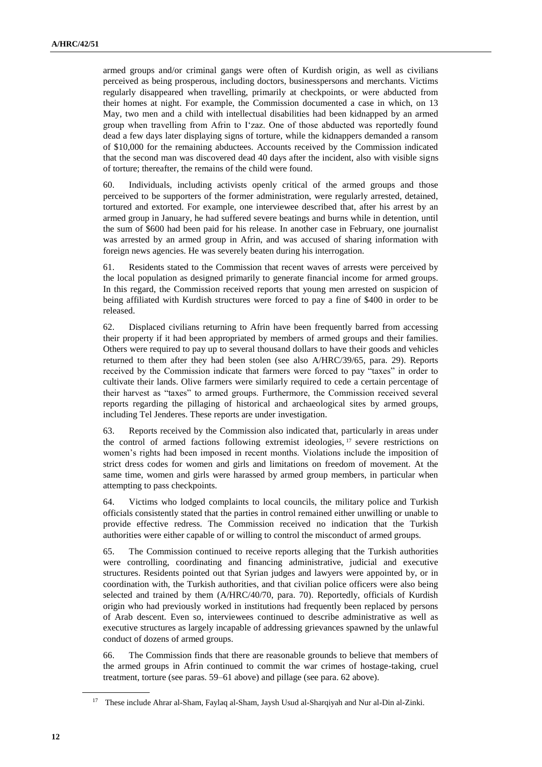armed groups and/or criminal gangs were often of Kurdish origin, as well as civilians perceived as being prosperous, including doctors, businesspersons and merchants. Victims regularly disappeared when travelling, primarily at checkpoints, or were abducted from their homes at night. For example, the Commission documented a case in which, on 13 May, two men and a child with intellectual disabilities had been kidnapped by an armed group when travelling from Afrin to I'zaz. One of those abducted was reportedly found dead a few days later displaying signs of torture, while the kidnappers demanded a ransom of $10,000 for the remaining abductees. Accounts received by the Commission indicated that the second man was discovered dead 40 days after the incident, also with visible signs of torture; thereafter, the remains of the child were found.

60. Individuals, including activists openly critical of the armed groups and those perceived to be supporters of the former administration, were regularly arrested, detained, tortured and extorted. For example, one interviewee described that, after his arrest by an armed group in January, he had suffered severe beatings and burns while in detention, until the sum of $600 had been paid for his release. In another case in February, one journalist was arrested by an armed group in Afrin, and was accused of sharing information with foreign news agencies. He was severely beaten during his interrogation.

61. Residents stated to the Commission that recent waves of arrests were perceived by the local population as designed primarily to generate financial income for armed groups. In this regard, the Commission received reports that young men arrested on suspicion of being affiliated with Kurdish structures were forced to pay a fine of $400 in order to be released.

62. Displaced civilians returning to Afrin have been frequently barred from accessing their property if it had been appropriated by members of armed groups and their families. Others were required to pay up to several thousand dollars to have their goods and vehicles returned to them after they had been stolen (see also A/HRC/39/65, para. 29). Reports received by the Commission indicate that farmers were forced to pay "taxes" in order to cultivate their lands. Olive farmers were similarly required to cede a certain percentage of their harvest as "taxes" to armed groups. Furthermore, the Commission received several reports regarding the pillaging of historical and archaeological sites by armed groups, including Tel Jenderes. These reports are under investigation.

63. Reports received by the Commission also indicated that, particularly in areas under the control of armed factions following extremist ideologies,[17] severe restrictions on women's rights had been imposed in recent months. Violations include the imposition of strict dress codes for women and girls and limitations on freedom of movement. At the same time, women and girls were harassed by armed group members, in particular when attempting to pass checkpoints.

64. Victims who lodged complaints to local councils, the military police and Turkish officials consistently stated that the parties in control remained either unwilling or unable to provide effective redress. The Commission received no indication that the Turkish authorities were either capable of or willing to control the misconduct of armed groups.

65. The Commission continued to receive reports alleging that the Turkish authorities were controlling, coordinating and financing administrative, judicial and executive structures. Residents pointed out that Syrian judges and lawyers were appointed by, or in coordination with, the Turkish authorities, and that civilian police officers were also being selected and trained by them (A/HRC/40/70, para. 70). Reportedly, officials of Kurdish origin who had previously worked in institutions had frequently been replaced by persons of Arab descent. Even so, interviewees continued to describe administrative as well as executive structures as largely incapable of addressing grievances spawned by the unlawful conduct of dozens of armed groups.

66. The Commission finds that there are reasonable grounds to believe that members of the armed groups in Afrin continued to commit the war crimes of hostage-taking, cruel treatment, torture (see paras. 59–61 above) and pillage (see para. 62 above).

[17] These include Ahrar al-Sham, Faylaq al-Sham, Jaysh Usud al-Sharqiyah and Nur al-Din al-Zinki.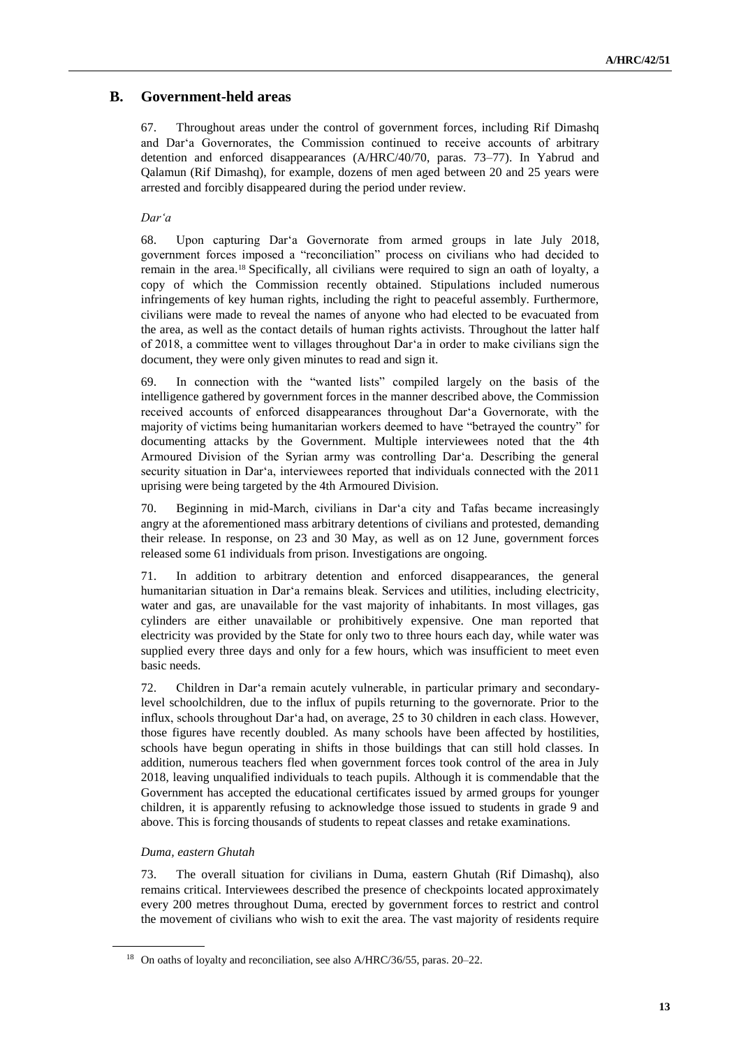## B. Government-held areas

67. Throughout areas under the control of government forces, including Rif Dimashq and Dar'a Governorates, the Commission continued to receive accounts of arbitrary detention and enforced disappearances (A/HRC/40/70, paras. 73–77). In Yabrud and Qalamun (Rif Dimashq), for example, dozens of men aged between 20 and 25 years were arrested and forcibly disappeared during the period under review.

*Dar'a*

68. Upon capturing Dar'a Governorate from armed groups in late July 2018, government forces imposed a "reconciliation" process on civilians who had decided to remain in the area.[18] Specifically, all civilians were required to sign an oath of loyalty, a copy of which the Commission recently obtained. Stipulations included numerous infringements of key human rights, including the right to peaceful assembly. Furthermore, civilians were made to reveal the names of anyone who had elected to be evacuated from the area, as well as the contact details of human rights activists. Throughout the latter half of 2018, a committee went to villages throughout Dar'a in order to make civilians sign the document, they were only given minutes to read and sign it.

69. In connection with the "wanted lists" compiled largely on the basis of the intelligence gathered by government forces in the manner described above, the Commission received accounts of enforced disappearances throughout Dar'a Governorate, with the majority of victims being humanitarian workers deemed to have "betrayed the country" for documenting attacks by the Government. Multiple interviewees noted that the 4th Armoured Division of the Syrian army was controlling Dar'a. Describing the general security situation in Dar'a, interviewees reported that individuals connected with the 2011 uprising were being targeted by the 4th Armoured Division.

70. Beginning in mid-March, civilians in Dar'a city and Tafas became increasingly angry at the aforementioned mass arbitrary detentions of civilians and protested, demanding their release. In response, on 23 and 30 May, as well as on 12 June, government forces released some 61 individuals from prison. Investigations are ongoing.

71. In addition to arbitrary detention and enforced disappearances, the general humanitarian situation in Dar'a remains bleak. Services and utilities, including electricity, water and gas, are unavailable for the vast majority of inhabitants. In most villages, gas cylinders are either unavailable or prohibitively expensive. One man reported that electricity was provided by the State for only two to three hours each day, while water was supplied every three days and only for a few hours, which was insufficient to meet even basic needs.

72. Children in Dar'a remain acutely vulnerable, in particular primary and secondary-level schoolchildren, due to the influx of pupils returning to the governorate. Prior to the influx, schools throughout Dar'a had, on average, 25 to 30 children in each class. However, those figures have recently doubled. As many schools have been affected by hostilities, schools have begun operating in shifts in those buildings that can still hold classes. In addition, numerous teachers fled when government forces took control of the area in July 2018, leaving unqualified individuals to teach pupils. Although it is commendable that the Government has accepted the educational certificates issued by armed groups for younger children, it is apparently refusing to acknowledge those issued to students in grade 9 and above. This is forcing thousands of students to repeat classes and retake examinations.

*Duma, eastern Ghutah*

73. The overall situation for civilians in Duma, eastern Ghutah (Rif Dimashq), also remains critical. Interviewees described the presence of checkpoints located approximately every 200 metres throughout Duma, erected by government forces to restrict and control the movement of civilians who wish to exit the area. The vast majority of residents require

---

[18] On oaths of loyalty and reconciliation, see also A/HRC/36/55, paras. 20–22.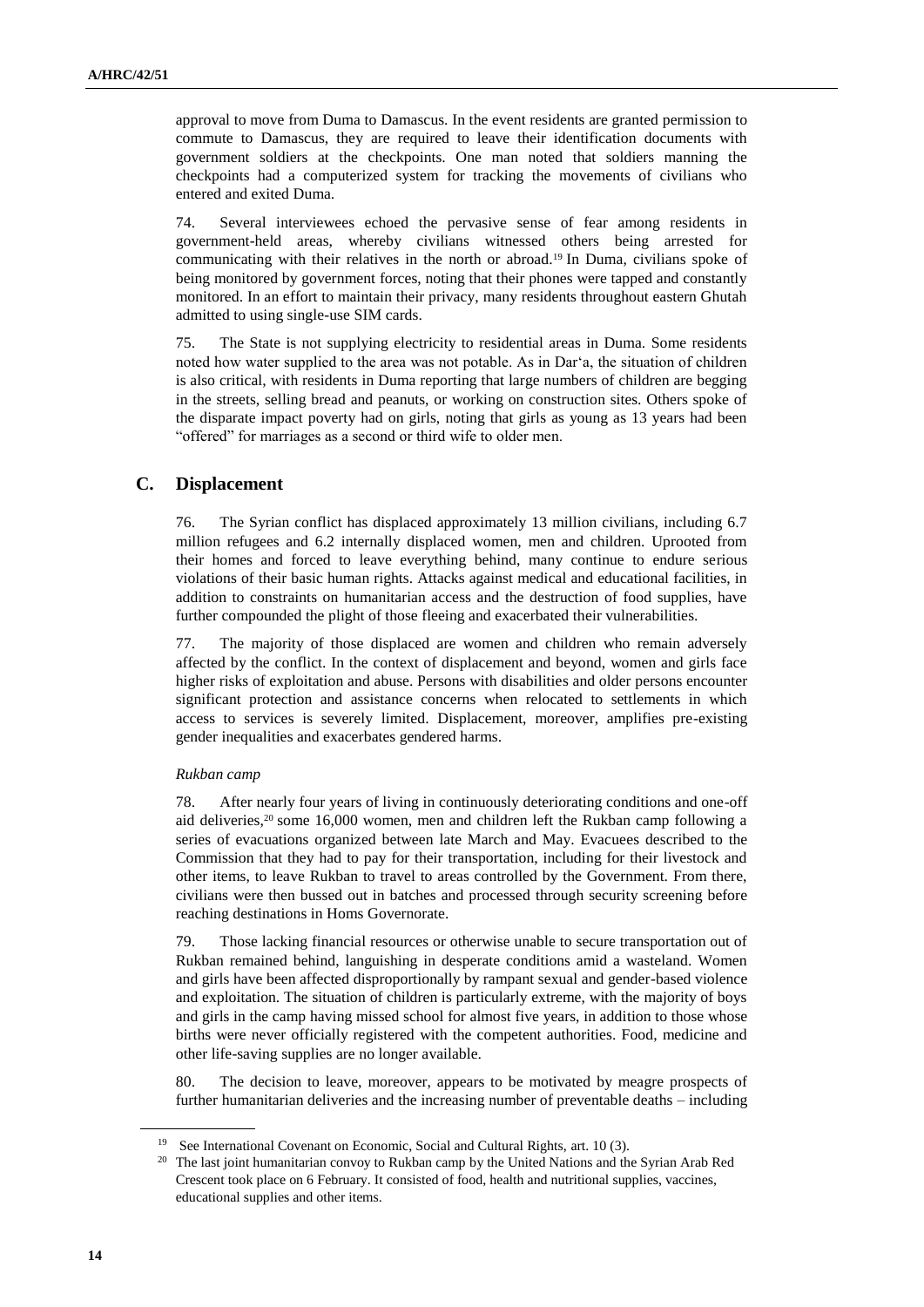approval to move from Duma to Damascus. In the event residents are granted permission to commute to Damascus, they are required to leave their identification documents with government soldiers at the checkpoints. One man noted that soldiers manning the checkpoints had a computerized system for tracking the movements of civilians who entered and exited Duma.

74. Several interviewees echoed the pervasive sense of fear among residents in government-held areas, whereby civilians witnessed others being arrested for communicating with their relatives in the north or abroad.[19] In Duma, civilians spoke of being monitored by government forces, noting that their phones were tapped and constantly monitored. In an effort to maintain their privacy, many residents throughout eastern Ghutah admitted to using single-use SIM cards.

75. The State is not supplying electricity to residential areas in Duma. Some residents noted how water supplied to the area was not potable. As in Dar'a, the situation of children is also critical, with residents in Duma reporting that large numbers of children are begging in the streets, selling bread and peanuts, or working on construction sites. Others spoke of the disparate impact poverty had on girls, noting that girls as young as 13 years had been "offered" for marriages as a second or third wife to older men.

## C. Displacement

76. The Syrian conflict has displaced approximately 13 million civilians, including 6.7 million refugees and 6.2 internally displaced women, men and children. Uprooted from their homes and forced to leave everything behind, many continue to endure serious violations of their basic human rights. Attacks against medical and educational facilities, in addition to constraints on humanitarian access and the destruction of food supplies, have further compounded the plight of those fleeing and exacerbated their vulnerabilities.

77. The majority of those displaced are women and children who remain adversely affected by the conflict. In the context of displacement and beyond, women and girls face higher risks of exploitation and abuse. Persons with disabilities and older persons encounter significant protection and assistance concerns when relocated to settlements in which access to services is severely limited. Displacement, moreover, amplifies pre-existing gender inequalities and exacerbates gendered harms.

*Rukban camp*

78. After nearly four years of living in continuously deteriorating conditions and one-off aid deliveries,[20] some 16,000 women, men and children left the Rukban camp following a series of evacuations organized between late March and May. Evacuees described to the Commission that they had to pay for their transportation, including for their livestock and other items, to leave Rukban to travel to areas controlled by the Government. From there, civilians were then bussed out in batches and processed through security screening before reaching destinations in Homs Governorate.

79. Those lacking financial resources or otherwise unable to secure transportation out of Rukban remained behind, languishing in desperate conditions amid a wasteland. Women and girls have been affected disproportionally by rampant sexual and gender-based violence and exploitation. The situation of children is particularly extreme, with the majority of boys and girls in the camp having missed school for almost five years, in addition to those whose births were never officially registered with the competent authorities. Food, medicine and other life-saving supplies are no longer available.

80. The decision to leave, moreover, appears to be motivated by meagre prospects of further humanitarian deliveries and the increasing number of preventable deaths – including

---

[19] See International Covenant on Economic, Social and Cultural Rights, art. 10 (3).

[20] The last joint humanitarian convoy to Rukban camp by the United Nations and the Syrian Arab Red Crescent took place on 6 February. It consisted of food, health and nutritional supplies, vaccines, educational supplies and other items.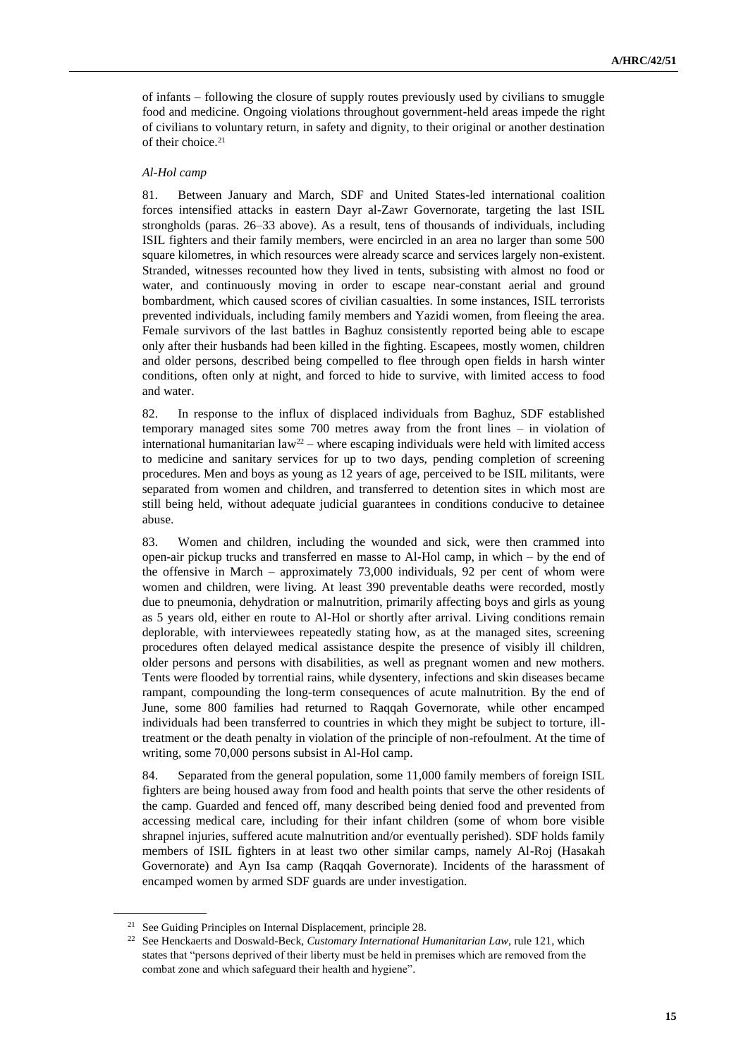of infants – following the closure of supply routes previously used by civilians to smuggle food and medicine. Ongoing violations throughout government-held areas impede the right of civilians to voluntary return, in safety and dignity, to their original or another destination of their choice.[21]

*Al-Hol camp*

81. Between January and March, SDF and United States-led international coalition forces intensified attacks in eastern Dayr al-Zawr Governorate, targeting the last ISIL strongholds (paras. 26–33 above). As a result, tens of thousands of individuals, including ISIL fighters and their family members, were encircled in an area no larger than some 500 square kilometres, in which resources were already scarce and services largely non-existent. Stranded, witnesses recounted how they lived in tents, subsisting with almost no food or water, and continuously moving in order to escape near-constant aerial and ground bombardment, which caused scores of civilian casualties. In some instances, ISIL terrorists prevented individuals, including family members and Yazidi women, from fleeing the area. Female survivors of the last battles in Baghuz consistently reported being able to escape only after their husbands had been killed in the fighting. Escapees, mostly women, children and older persons, described being compelled to flee through open fields in harsh winter conditions, often only at night, and forced to hide to survive, with limited access to food and water.

82. In response to the influx of displaced individuals from Baghuz, SDF established temporary managed sites some 700 metres away from the front lines – in violation of international humanitarian law[22] – where escaping individuals were held with limited access to medicine and sanitary services for up to two days, pending completion of screening procedures. Men and boys as young as 12 years of age, perceived to be ISIL militants, were separated from women and children, and transferred to detention sites in which most are still being held, without adequate judicial guarantees in conditions conducive to detainee abuse.

83. Women and children, including the wounded and sick, were then crammed into open-air pickup trucks and transferred en masse to Al-Hol camp, in which – by the end of the offensive in March – approximately 73,000 individuals, 92 per cent of whom were women and children, were living. At least 390 preventable deaths were recorded, mostly due to pneumonia, dehydration or malnutrition, primarily affecting boys and girls as young as 5 years old, either en route to Al-Hol or shortly after arrival. Living conditions remain deplorable, with interviewees repeatedly stating how, as at the managed sites, screening procedures often delayed medical assistance despite the presence of visibly ill children, older persons and persons with disabilities, as well as pregnant women and new mothers. Tents were flooded by torrential rains, while dysentery, infections and skin diseases became rampant, compounding the long-term consequences of acute malnutrition. By the end of June, some 800 families had returned to Raqqah Governorate, while other encamped individuals had been transferred to countries in which they might be subject to torture, ill-treatment or the death penalty in violation of the principle of non-refoulment. At the time of writing, some 70,000 persons subsist in Al-Hol camp.

84. Separated from the general population, some 11,000 family members of foreign ISIL fighters are being housed away from food and health points that serve the other residents of the camp. Guarded and fenced off, many described being denied food and prevented from accessing medical care, including for their infant children (some of whom bore visible shrapnel injuries, suffered acute malnutrition and/or eventually perished). SDF holds family members of ISIL fighters in at least two other similar camps, namely Al-Roj (Hasakah Governorate) and Ayn Isa camp (Raqqah Governorate). Incidents of the harassment of encamped women by armed SDF guards are under investigation.

---

[21] See Guiding Principles on Internal Displacement, principle 28.

[22] See Henckaerts and Doswald-Beck, *Customary International Humanitarian Law*, rule 121, which states that "persons deprived of their liberty must be held in premises which are removed from the combat zone and which safeguard their health and hygiene".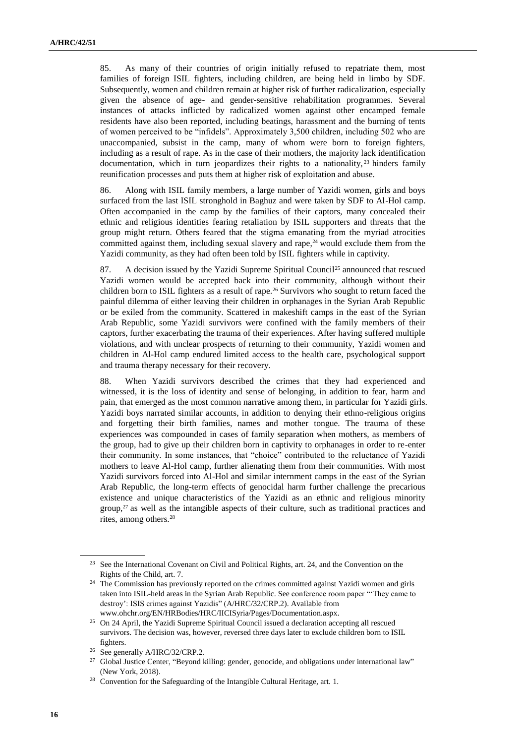85. As many of their countries of origin initially refused to repatriate them, most families of foreign ISIL fighters, including children, are being held in limbo by SDF. Subsequently, women and children remain at higher risk of further radicalization, especially given the absence of age- and gender-sensitive rehabilitation programmes. Several instances of attacks inflicted by radicalized women against other encamped female residents have also been reported, including beatings, harassment and the burning of tents of women perceived to be "infidels". Approximately 3,500 children, including 502 who are unaccompanied, subsist in the camp, many of whom were born to foreign fighters, including as a result of rape. As in the case of their mothers, the majority lack identification documentation, which in turn jeopardizes their rights to a nationality,[23] hinders family reunification processes and puts them at higher risk of exploitation and abuse.

86. Along with ISIL family members, a large number of Yazidi women, girls and boys surfaced from the last ISIL stronghold in Baghuz and were taken by SDF to Al-Hol camp. Often accompanied in the camp by the families of their captors, many concealed their ethnic and religious identities fearing retaliation by ISIL supporters and threats that the group might return. Others feared that the stigma emanating from the myriad atrocities committed against them, including sexual slavery and rape,[24] would exclude them from the Yazidi community, as they had often been told by ISIL fighters while in captivity.

87. A decision issued by the Yazidi Supreme Spiritual Council[25] announced that rescued Yazidi women would be accepted back into their community, although without their children born to ISIL fighters as a result of rape.[26] Survivors who sought to return faced the painful dilemma of either leaving their children in orphanages in the Syrian Arab Republic or be exiled from the community. Scattered in makeshift camps in the east of the Syrian Arab Republic, some Yazidi survivors were confined with the family members of their captors, further exacerbating the trauma of their experiences. After having suffered multiple violations, and with unclear prospects of returning to their community, Yazidi women and children in Al-Hol camp endured limited access to the health care, psychological support and trauma therapy necessary for their recovery.

88. When Yazidi survivors described the crimes that they had experienced and witnessed, it is the loss of identity and sense of belonging, in addition to fear, harm and pain, that emerged as the most common narrative among them, in particular for Yazidi girls. Yazidi boys narrated similar accounts, in addition to denying their ethno-religious origins and forgetting their birth families, names and mother tongue. The trauma of these experiences was compounded in cases of family separation when mothers, as members of the group, had to give up their children born in captivity to orphanages in order to re-enter their community. In some instances, that "choice" contributed to the reluctance of Yazidi mothers to leave Al-Hol camp, further alienating them from their communities. With most Yazidi survivors forced into Al-Hol and similar internment camps in the east of the Syrian Arab Republic, the long-term effects of genocidal harm further challenge the precarious existence and unique characteristics of the Yazidi as an ethnic and religious minority group,[27] as well as the intangible aspects of their culture, such as traditional practices and rites, among others.[28]

---

[23] See the International Covenant on Civil and Political Rights, art. 24, and the Convention on the Rights of the Child, art. 7.

[24] The Commission has previously reported on the crimes committed against Yazidi women and girls taken into ISIL-held areas in the Syrian Arab Republic. See conference room paper "'They came to destroy': ISIS crimes against Yazidis" (A/HRC/32/CRP.2). Available from www.ohchr.org/EN/HRBodies/HRC/IICISyria/Pages/Documentation.aspx.

[25] On 24 April, the Yazidi Supreme Spiritual Council issued a declaration accepting all rescued survivors. The decision was, however, reversed three days later to exclude children born to ISIL fighters.

[26] See generally A/HRC/32/CRP.2.

[27] Global Justice Center, "Beyond killing: gender, genocide, and obligations under international law" (New York, 2018).

[28] Convention for the Safeguarding of the Intangible Cultural Heritage, art. 1.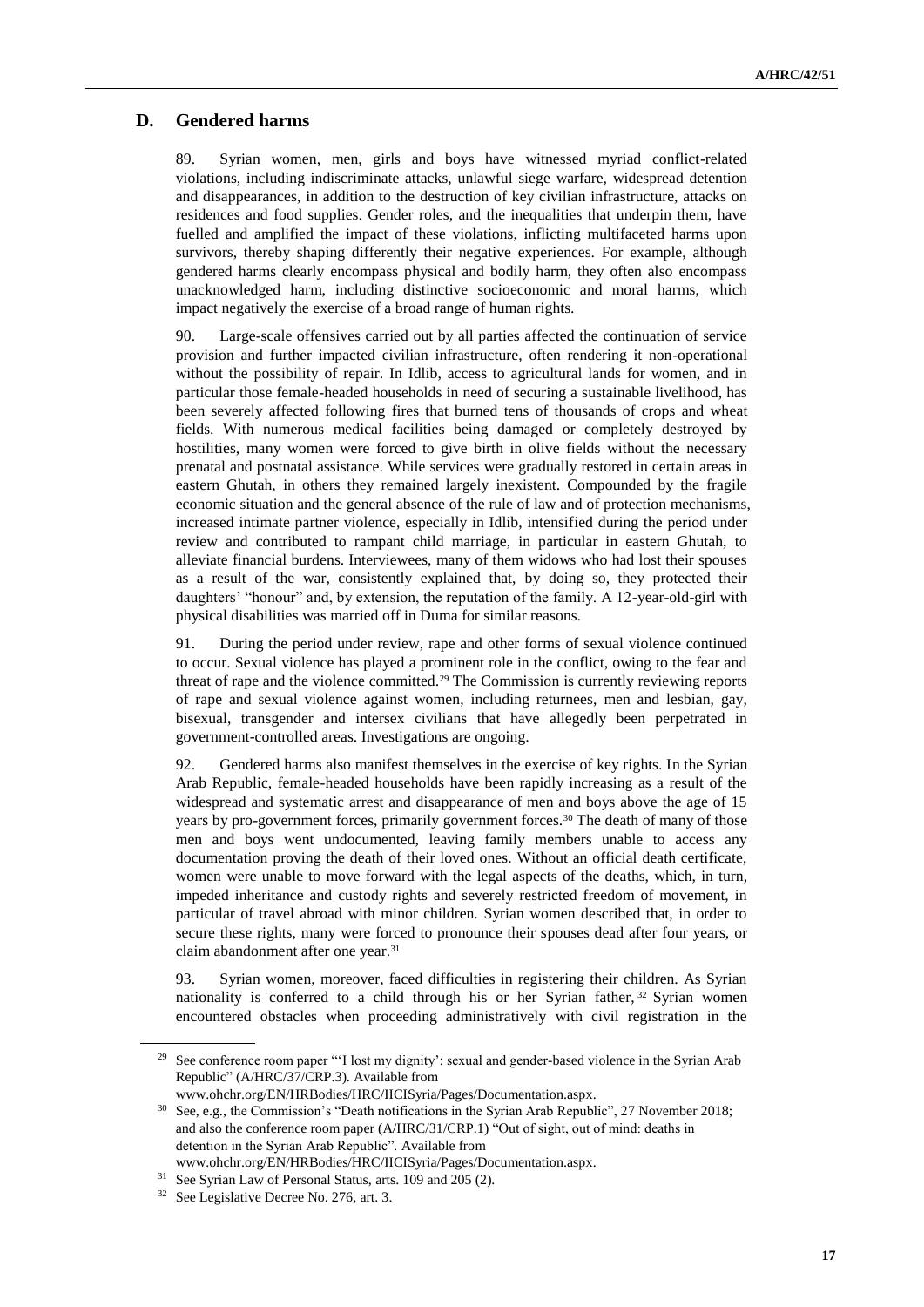## D. Gendered harms

89. Syrian women, men, girls and boys have witnessed myriad conflict-related violations, including indiscriminate attacks, unlawful siege warfare, widespread detention and disappearances, in addition to the destruction of key civilian infrastructure, attacks on residences and food supplies. Gender roles, and the inequalities that underpin them, have fuelled and amplified the impact of these violations, inflicting multifaceted harms upon survivors, thereby shaping differently their negative experiences. For example, although gendered harms clearly encompass physical and bodily harm, they often also encompass unacknowledged harm, including distinctive socioeconomic and moral harms, which impact negatively the exercise of a broad range of human rights.

90. Large-scale offensives carried out by all parties affected the continuation of service provision and further impacted civilian infrastructure, often rendering it non-operational without the possibility of repair. In Idlib, access to agricultural lands for women, and in particular those female-headed households in need of securing a sustainable livelihood, has been severely affected following fires that burned tens of thousands of crops and wheat fields. With numerous medical facilities being damaged or completely destroyed by hostilities, many women were forced to give birth in olive fields without the necessary prenatal and postnatal assistance. While services were gradually restored in certain areas in eastern Ghutah, in others they remained largely inexistent. Compounded by the fragile economic situation and the general absence of the rule of law and of protection mechanisms, increased intimate partner violence, especially in Idlib, intensified during the period under review and contributed to rampant child marriage, in particular in eastern Ghutah, to alleviate financial burdens. Interviewees, many of them widows who had lost their spouses as a result of the war, consistently explained that, by doing so, they protected their daughters' "honour" and, by extension, the reputation of the family. A 12-year-old-girl with physical disabilities was married off in Duma for similar reasons.

91. During the period under review, rape and other forms of sexual violence continued to occur. Sexual violence has played a prominent role in the conflict, owing to the fear and threat of rape and the violence committed.[29] The Commission is currently reviewing reports of rape and sexual violence against women, including returnees, men and lesbian, gay, bisexual, transgender and intersex civilians that have allegedly been perpetrated in government-controlled areas. Investigations are ongoing.

92. Gendered harms also manifest themselves in the exercise of key rights. In the Syrian Arab Republic, female-headed households have been rapidly increasing as a result of the widespread and systematic arrest and disappearance of men and boys above the age of 15 years by pro-government forces, primarily government forces.[30] The death of many of those men and boys went undocumented, leaving family members unable to access any documentation proving the death of their loved ones. Without an official death certificate, women were unable to move forward with the legal aspects of the deaths, which, in turn, impeded inheritance and custody rights and severely restricted freedom of movement, in particular of travel abroad with minor children. Syrian women described that, in order to secure these rights, many were forced to pronounce their spouses dead after four years, or claim abandonment after one year.[31]

93. Syrian women, moreover, faced difficulties in registering their children. As Syrian nationality is conferred to a child through his or her Syrian father,[32] Syrian women encountered obstacles when proceeding administratively with civil registration in the

---

[29] See conference room paper "'I lost my dignity': sexual and gender-based violence in the Syrian Arab Republic" (A/HRC/37/CRP.3). Available from www.ohchr.org/EN/HRBodies/HRC/IICISyria/Pages/Documentation.aspx.

[30] See, e.g., the Commission's "Death notifications in the Syrian Arab Republic", 27 November 2018; and also the conference room paper (A/HRC/31/CRP.1) "Out of sight, out of mind: deaths in detention in the Syrian Arab Republic". Available from www.ohchr.org/EN/HRBodies/HRC/IICISyria/Pages/Documentation.aspx.

[31] See Syrian Law of Personal Status, arts. 109 and 205 (2).

[32] See Legislative Decree No. 276, art. 3.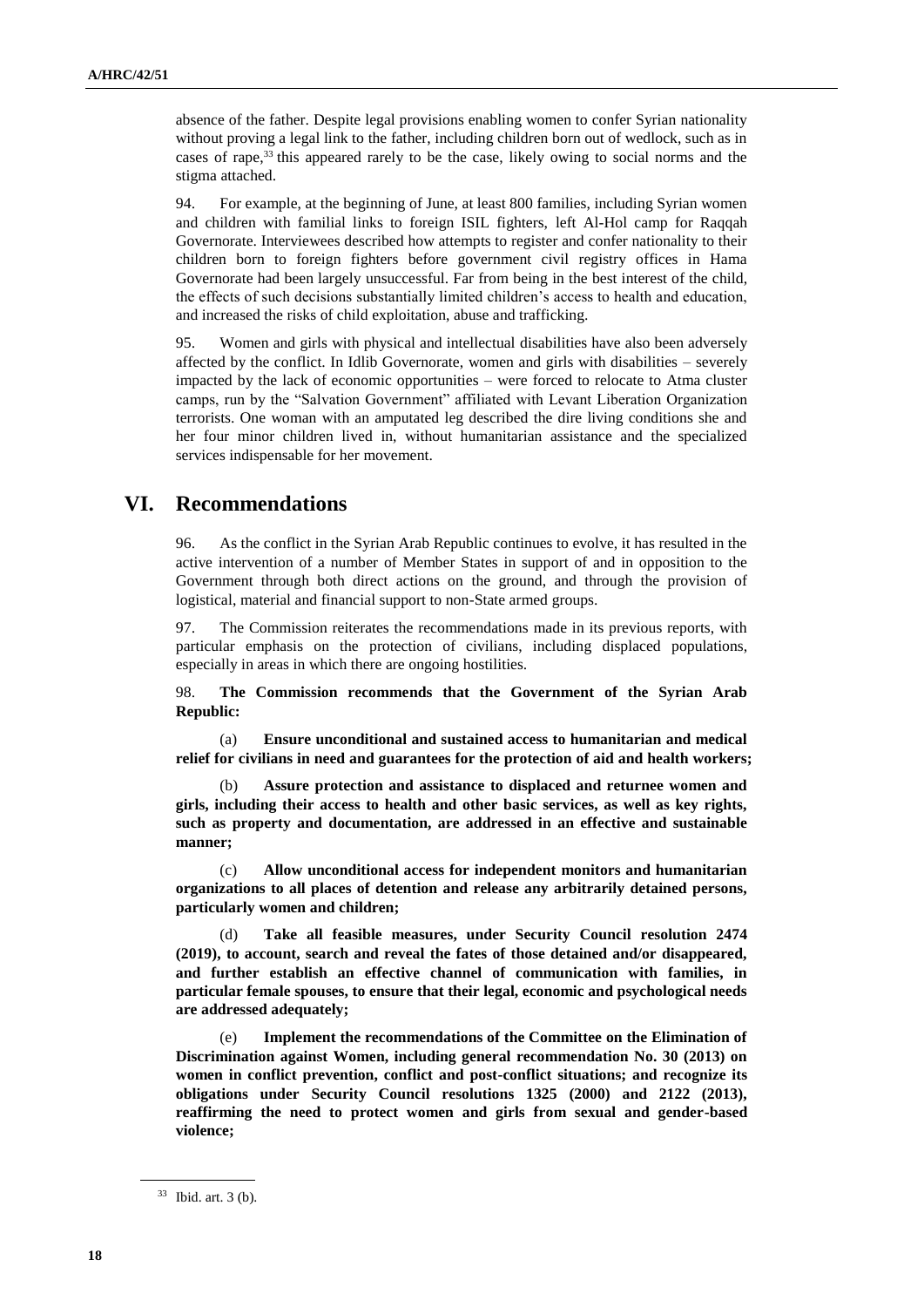absence of the father. Despite legal provisions enabling women to confer Syrian nationality without proving a legal link to the father, including children born out of wedlock, such as in cases of rape,[33] this appeared rarely to be the case, likely owing to social norms and the stigma attached.

94. For example, at the beginning of June, at least 800 families, including Syrian women and children with familial links to foreign ISIL fighters, left Al-Hol camp for Raqqah Governorate. Interviewees described how attempts to register and confer nationality to their children born to foreign fighters before government civil registry offices in Hama Governorate had been largely unsuccessful. Far from being in the best interest of the child, the effects of such decisions substantially limited children's access to health and education, and increased the risks of child exploitation, abuse and trafficking.

95. Women and girls with physical and intellectual disabilities have also been adversely affected by the conflict. In Idlib Governorate, women and girls with disabilities – severely impacted by the lack of economic opportunities – were forced to relocate to Atma cluster camps, run by the "Salvation Government" affiliated with Levant Liberation Organization terrorists. One woman with an amputated leg described the dire living conditions she and her four minor children lived in, without humanitarian assistance and the specialized services indispensable for her movement.

# VI. Recommendations

96. As the conflict in the Syrian Arab Republic continues to evolve, it has resulted in the active intervention of a number of Member States in support of and in opposition to the Government through both direct actions on the ground, and through the provision of logistical, material and financial support to non-State armed groups.

97. The Commission reiterates the recommendations made in its previous reports, with particular emphasis on the protection of civilians, including displaced populations, especially in areas in which there are ongoing hostilities.

98. **The Commission recommends that the Government of the Syrian Arab Republic:**

(a) **Ensure unconditional and sustained access to humanitarian and medical relief for civilians in need and guarantees for the protection of aid and health workers;**

(b) **Assure protection and assistance to displaced and returnee women and girls, including their access to health and other basic services, as well as key rights, such as property and documentation, are addressed in an effective and sustainable manner;**

(c) **Allow unconditional access for independent monitors and humanitarian organizations to all places of detention and release any arbitrarily detained persons, particularly women and children;**

(d) **Take all feasible measures, under Security Council resolution 2474 (2019), to account, search and reveal the fates of those detained and/or disappeared, and further establish an effective channel of communication with families, in particular female spouses, to ensure that their legal, economic and psychological needs are addressed adequately;**

(e) **Implement the recommendations of the Committee on the Elimination of Discrimination against Women, including general recommendation No. 30 (2013) on women in conflict prevention, conflict and post-conflict situations; and recognize its obligations under Security Council resolutions 1325 (2000) and 2122 (2013), reaffirming the need to protect women and girls from sexual and gender-based violence;**

[33] Ibid. art. 3 (b).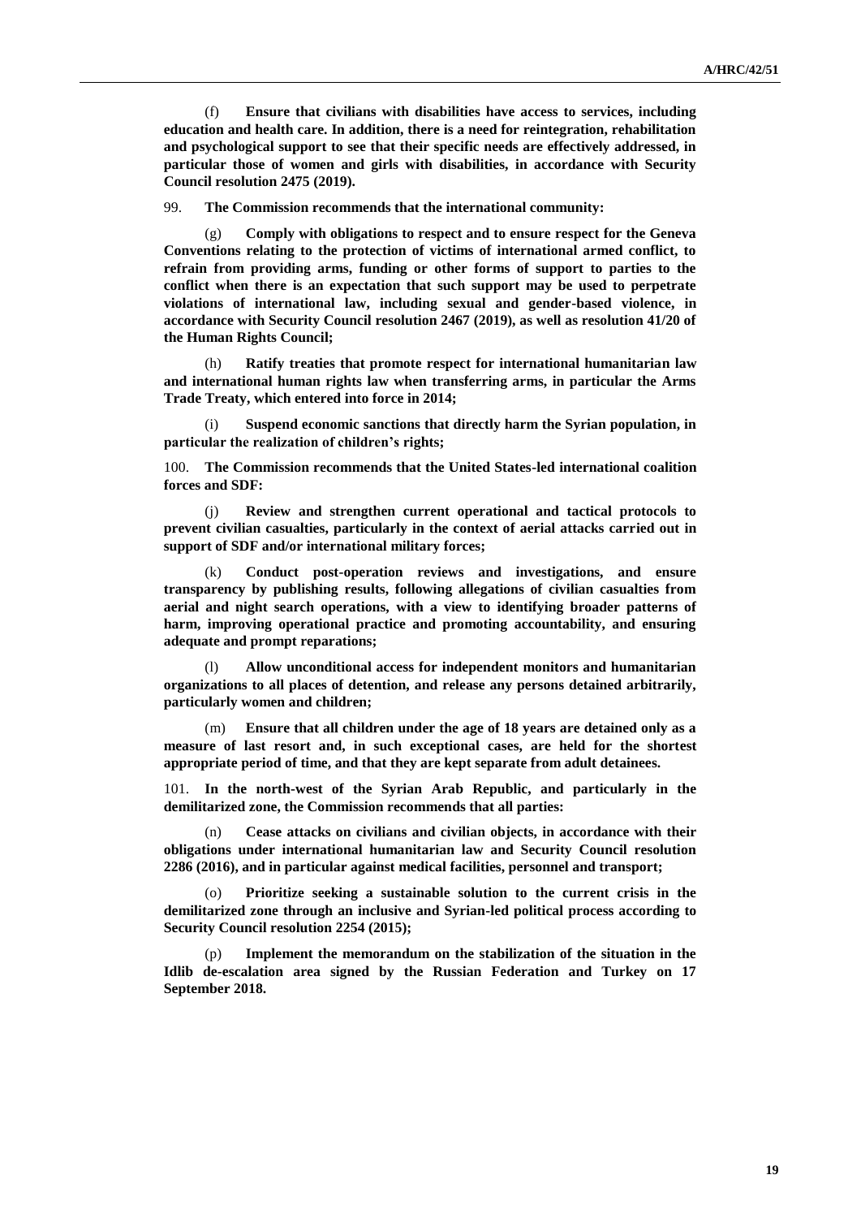(f) **Ensure that civilians with disabilities have access to services, including education and health care. In addition, there is a need for reintegration, rehabilitation and psychological support to see that their specific needs are effectively addressed, in particular those of women and girls with disabilities, in accordance with Security Council resolution 2475 (2019).**

99. **The Commission recommends that the international community:**

(g) **Comply with obligations to respect and to ensure respect for the Geneva Conventions relating to the protection of victims of international armed conflict, to refrain from providing arms, funding or other forms of support to parties to the conflict when there is an expectation that such support may be used to perpetrate violations of international law, including sexual and gender-based violence, in accordance with Security Council resolution 2467 (2019), as well as resolution 41/20 of the Human Rights Council;**

(h) **Ratify treaties that promote respect for international humanitarian law and international human rights law when transferring arms, in particular the Arms Trade Treaty, which entered into force in 2014;**

(i) **Suspend economic sanctions that directly harm the Syrian population, in particular the realization of children's rights;**

100. **The Commission recommends that the United States-led international coalition forces and SDF:**

(j) **Review and strengthen current operational and tactical protocols to prevent civilian casualties, particularly in the context of aerial attacks carried out in support of SDF and/or international military forces;**

(k) **Conduct post-operation reviews and investigations, and ensure transparency by publishing results, following allegations of civilian casualties from aerial and night search operations, with a view to identifying broader patterns of harm, improving operational practice and promoting accountability, and ensuring adequate and prompt reparations;**

(l) **Allow unconditional access for independent monitors and humanitarian organizations to all places of detention, and release any persons detained arbitrarily, particularly women and children;**

(m) **Ensure that all children under the age of 18 years are detained only as a measure of last resort and, in such exceptional cases, are held for the shortest appropriate period of time, and that they are kept separate from adult detainees.**

101. **In the north-west of the Syrian Arab Republic, and particularly in the demilitarized zone, the Commission recommends that all parties:**

(n) **Cease attacks on civilians and civilian objects, in accordance with their obligations under international humanitarian law and Security Council resolution 2286 (2016), and in particular against medical facilities, personnel and transport;**

(o) **Prioritize seeking a sustainable solution to the current crisis in the demilitarized zone through an inclusive and Syrian-led political process according to Security Council resolution 2254 (2015);**

(p) **Implement the memorandum on the stabilization of the situation in the Idlib de-escalation area signed by the Russian Federation and Turkey on 17 September 2018.**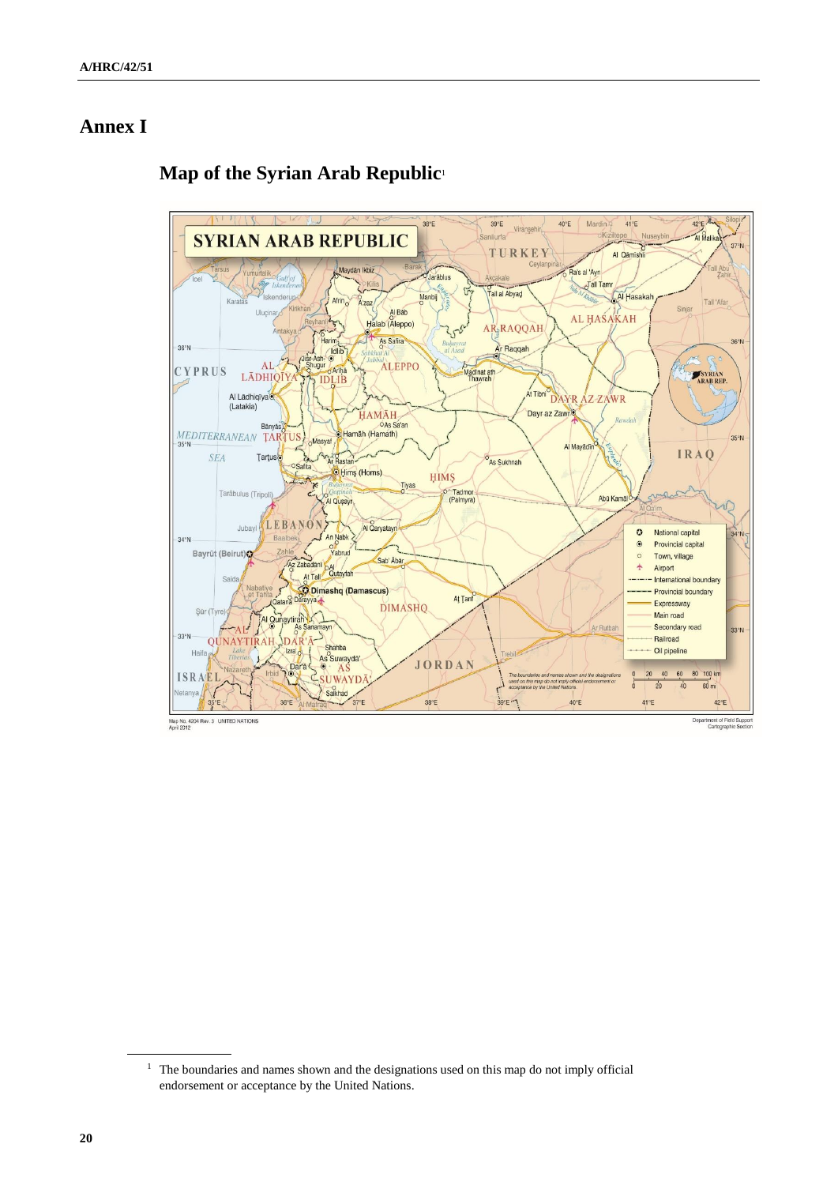# Annex I

## Map of the Syrian Arab Republic[1]

[1] The boundaries and names shown and the designations used on this map do not imply official endorsement or acceptance by the United Nations.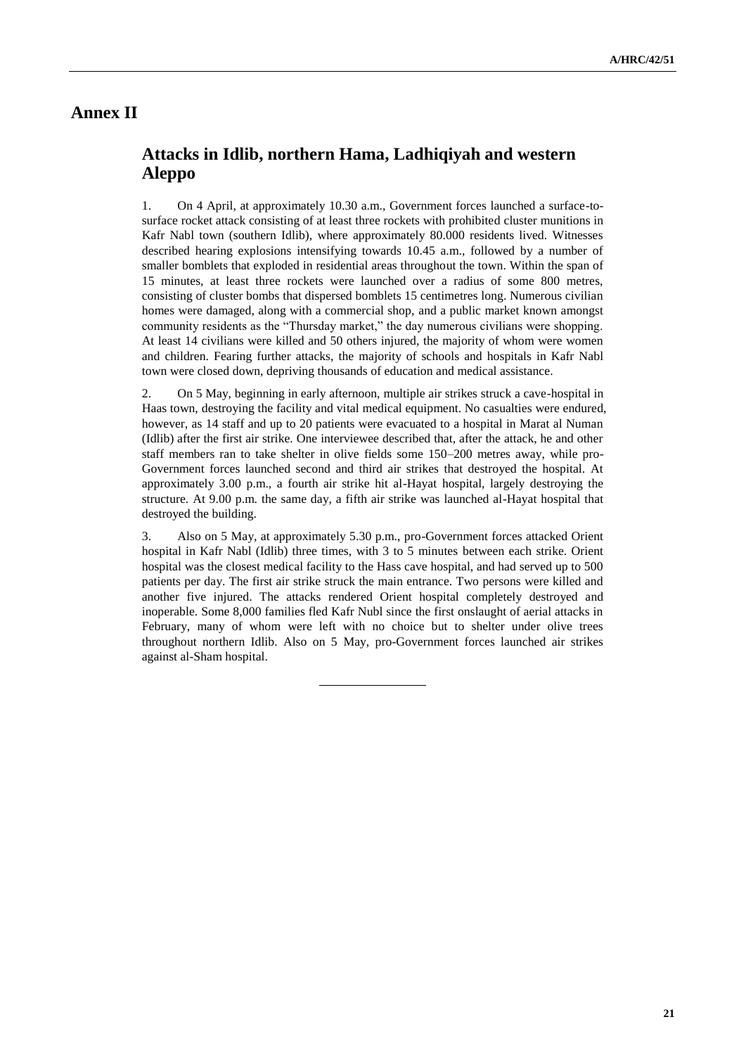# Annex II

## Attacks in Idlib, northern Hama, Ladhiqiyah and western Aleppo

1. On 4 April, at approximately 10.30 a.m., Government forces launched a surface-to-surface rocket attack consisting of at least three rockets with prohibited cluster munitions in Kafr Nabl town (southern Idlib), where approximately 80.000 residents lived. Witnesses described hearing explosions intensifying towards 10.45 a.m., followed by a number of smaller bomblets that exploded in residential areas throughout the town. Within the span of 15 minutes, at least three rockets were launched over a radius of some 800 metres, consisting of cluster bombs that dispersed bomblets 15 centimetres long. Numerous civilian homes were damaged, along with a commercial shop, and a public market known amongst community residents as the "Thursday market," the day numerous civilians were shopping. At least 14 civilians were killed and 50 others injured, the majority of whom were women and children. Fearing further attacks, the majority of schools and hospitals in Kafr Nabl town were closed down, depriving thousands of education and medical assistance.

2. On 5 May, beginning in early afternoon, multiple air strikes struck a cave-hospital in Haas town, destroying the facility and vital medical equipment. No casualties were endured, however, as 14 staff and up to 20 patients were evacuated to a hospital in Marat al Numan (Idlib) after the first air strike. One interviewee described that, after the attack, he and other staff members ran to take shelter in olive fields some 150–200 metres away, while pro-Government forces launched second and third air strikes that destroyed the hospital. At approximately 3.00 p.m., a fourth air strike hit al-Hayat hospital, largely destroying the structure. At 9.00 p.m. the same day, a fifth air strike was launched al-Hayat hospital that destroyed the building.

3. Also on 5 May, at approximately 5.30 p.m., pro-Government forces attacked Orient hospital in Kafr Nabl (Idlib) three times, with 3 to 5 minutes between each strike. Orient hospital was the closest medical facility to the Hass cave hospital, and had served up to 500 patients per day. The first air strike struck the main entrance. Two persons were killed and another five injured. The attacks rendered Orient hospital completely destroyed and inoperable. Some 8,000 families fled Kafr Nubl since the first onslaught of aerial attacks in February, many of whom were left with no choice but to shelter under olive trees throughout northern Idlib. Also on 5 May, pro-Government forces launched air strikes against al-Sham hospital.